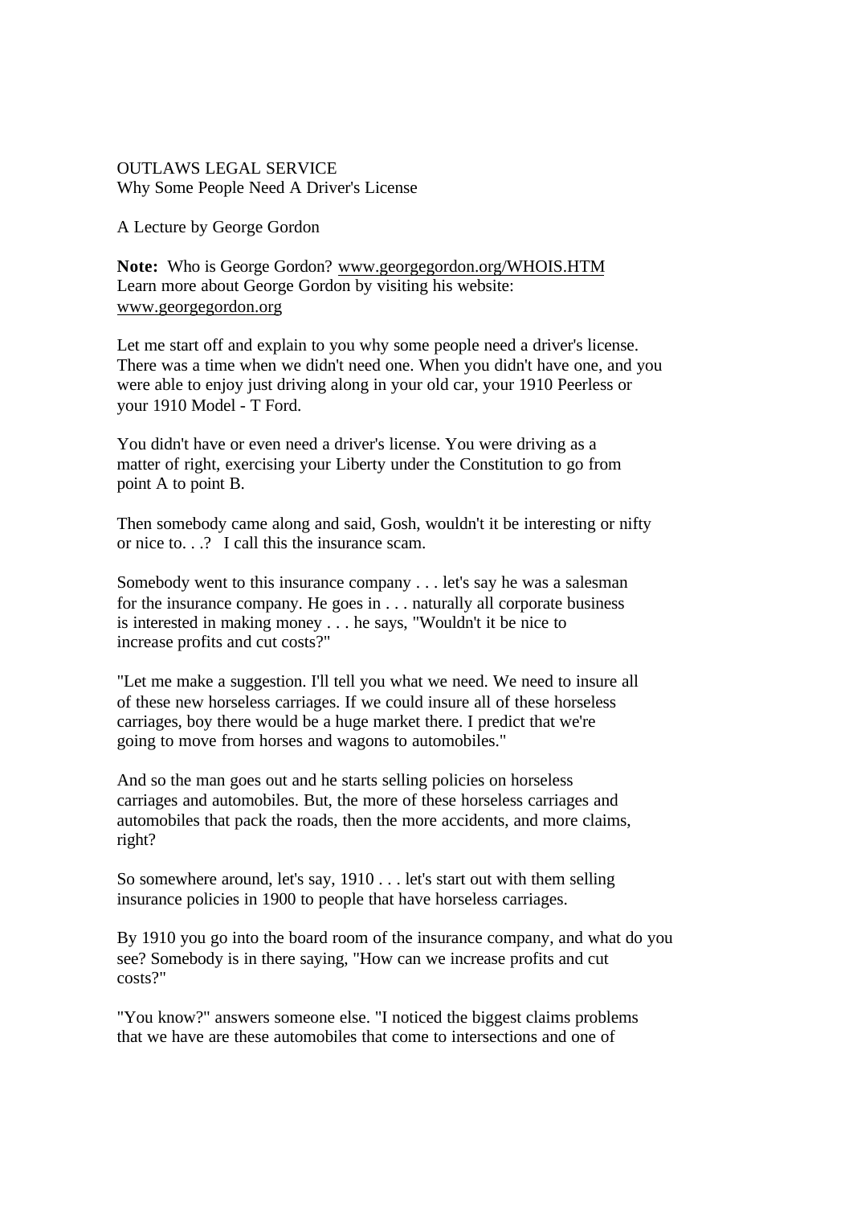OUTLAWS LEGAL SERVICE
Why Some People Need A Driver's License

A Lecture by George Gordon

**Note:** Who is George Gordon? www.georgegordon.org/WHOIS.HTM
Learn more about George Gordon by visiting his website:
www.georgegordon.org

Let me start off and explain to you why some people need a driver's license. There was a time when we didn't need one. When you didn't have one, and you were able to enjoy just driving along in your old car, your 1910 Peerless or your 1910 Model - T Ford.

You didn't have or even need a driver's license. You were driving as a matter of right, exercising your Liberty under the Constitution to go from point A to point B.

Then somebody came along and said, Gosh, wouldn't it be interesting or nifty or nice to. . .? I call this the insurance scam.

Somebody went to this insurance company . . . let's say he was a salesman for the insurance company. He goes in . . . naturally all corporate business is interested in making money . . . he says, "Wouldn't it be nice to increase profits and cut costs?"

"Let me make a suggestion. I'll tell you what we need. We need to insure all of these new horseless carriages. If we could insure all of these horseless carriages, boy there would be a huge market there. I predict that we're going to move from horses and wagons to automobiles."

And so the man goes out and he starts selling policies on horseless carriages and automobiles. But, the more of these horseless carriages and automobiles that pack the roads, then the more accidents, and more claims, right?

So somewhere around, let's say, 1910 . . . let's start out with them selling insurance policies in 1900 to people that have horseless carriages.

By 1910 you go into the board room of the insurance company, and what do you see? Somebody is in there saying, "How can we increase profits and cut costs?"

"You know?" answers someone else. "I noticed the biggest claims problems that we have are these automobiles that come to intersections and one of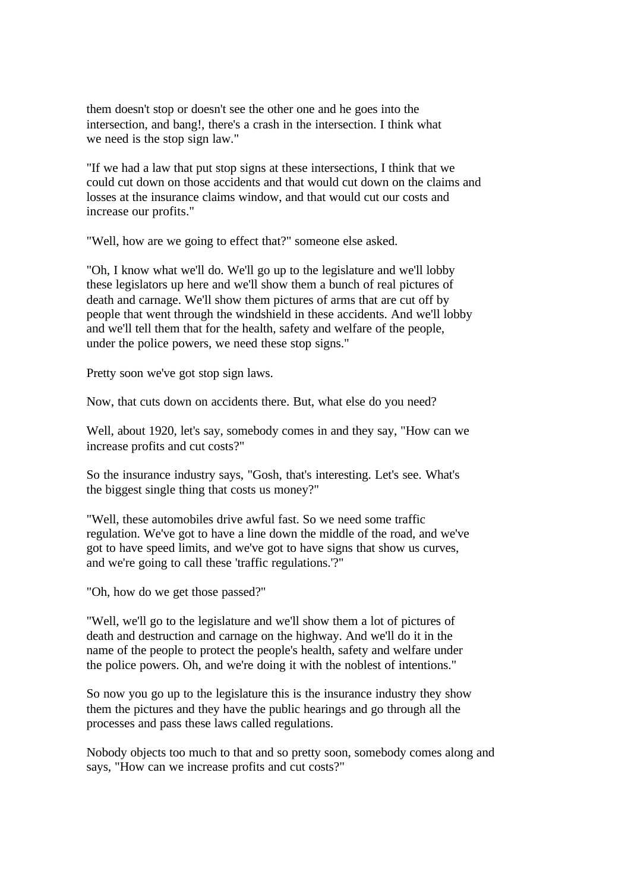them doesn't stop or doesn't see the other one and he goes into the intersection, and bang!, there's a crash in the intersection. I think what we need is the stop sign law."

"If we had a law that put stop signs at these intersections, I think that we could cut down on those accidents and that would cut down on the claims and losses at the insurance claims window, and that would cut our costs and increase our profits."

"Well, how are we going to effect that?" someone else asked.

"Oh, I know what we'll do. We'll go up to the legislature and we'll lobby these legislators up here and we'll show them a bunch of real pictures of death and carnage. We'll show them pictures of arms that are cut off by people that went through the windshield in these accidents. And we'll lobby and we'll tell them that for the health, safety and welfare of the people, under the police powers, we need these stop signs."

Pretty soon we've got stop sign laws.

Now, that cuts down on accidents there. But, what else do you need?

Well, about 1920, let's say, somebody comes in and they say, "How can we increase profits and cut costs?"

So the insurance industry says, "Gosh, that's interesting. Let's see. What's the biggest single thing that costs us money?"

"Well, these automobiles drive awful fast. So we need some traffic regulation. We've got to have a line down the middle of the road, and we've got to have speed limits, and we've got to have signs that show us curves, and we're going to call these 'traffic regulations.'?"

"Oh, how do we get those passed?"

"Well, we'll go to the legislature and we'll show them a lot of pictures of death and destruction and carnage on the highway. And we'll do it in the name of the people to protect the people's health, safety and welfare under the police powers. Oh, and we're doing it with the noblest of intentions."

So now you go up to the legislature this is the insurance industry they show them the pictures and they have the public hearings and go through all the processes and pass these laws called regulations.

Nobody objects too much to that and so pretty soon, somebody comes along and says, "How can we increase profits and cut costs?"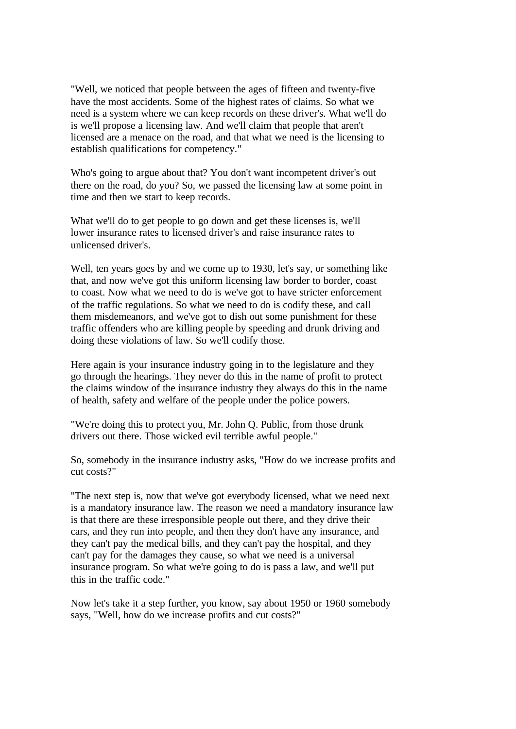"Well, we noticed that people between the ages of fifteen and twenty-five have the most accidents. Some of the highest rates of claims. So what we need is a system where we can keep records on these driver's. What we'll do is we'll propose a licensing law. And we'll claim that people that aren't licensed are a menace on the road, and that what we need is the licensing to establish qualifications for competency."

Who's going to argue about that? You don't want incompetent driver's out there on the road, do you? So, we passed the licensing law at some point in time and then we start to keep records.

What we'll do to get people to go down and get these licenses is, we'll lower insurance rates to licensed driver's and raise insurance rates to unlicensed driver's.

Well, ten years goes by and we come up to 1930, let's say, or something like that, and now we've got this uniform licensing law border to border, coast to coast. Now what we need to do is we've got to have stricter enforcement of the traffic regulations. So what we need to do is codify these, and call them misdemeanors, and we've got to dish out some punishment for these traffic offenders who are killing people by speeding and drunk driving and doing these violations of law. So we'll codify those.

Here again is your insurance industry going in to the legislature and they go through the hearings. They never do this in the name of profit to protect the claims window of the insurance industry they always do this in the name of health, safety and welfare of the people under the police powers.

"We're doing this to protect you, Mr. John Q. Public, from those drunk drivers out there. Those wicked evil terrible awful people."

So, somebody in the insurance industry asks, "How do we increase profits and cut costs?"

"The next step is, now that we've got everybody licensed, what we need next is a mandatory insurance law. The reason we need a mandatory insurance law is that there are these irresponsible people out there, and they drive their cars, and they run into people, and then they don't have any insurance, and they can't pay the medical bills, and they can't pay the hospital, and they can't pay for the damages they cause, so what we need is a universal insurance program. So what we're going to do is pass a law, and we'll put this in the traffic code."

Now let's take it a step further, you know, say about 1950 or 1960 somebody says, "Well, how do we increase profits and cut costs?"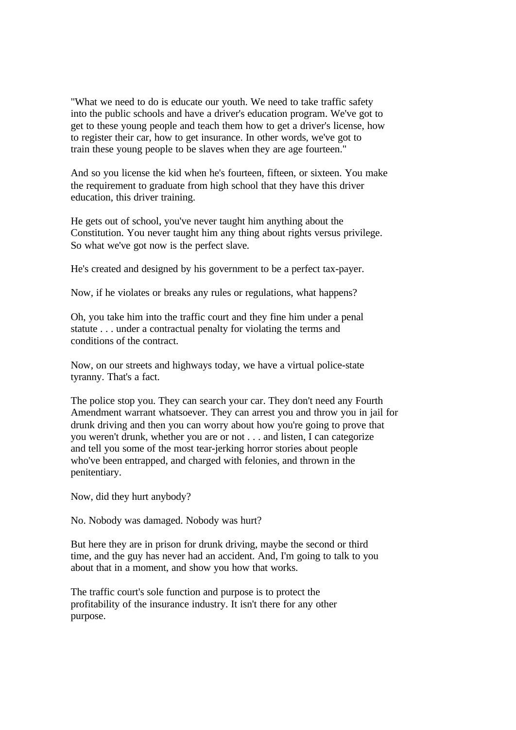"What we need to do is educate our youth. We need to take traffic safety into the public schools and have a driver's education program. We've got to get to these young people and teach them how to get a driver's license, how to register their car, how to get insurance. In other words, we've got to train these young people to be slaves when they are age fourteen."

And so you license the kid when he's fourteen, fifteen, or sixteen. You make the requirement to graduate from high school that they have this driver education, this driver training.

He gets out of school, you've never taught him anything about the Constitution. You never taught him any thing about rights versus privilege. So what we've got now is the perfect slave.

He's created and designed by his government to be a perfect tax-payer.

Now, if he violates or breaks any rules or regulations, what happens?

Oh, you take him into the traffic court and they fine him under a penal statute . . . under a contractual penalty for violating the terms and conditions of the contract.

Now, on our streets and highways today, we have a virtual police-state tyranny. That's a fact.

The police stop you. They can search your car. They don't need any Fourth Amendment warrant whatsoever. They can arrest you and throw you in jail for drunk driving and then you can worry about how you're going to prove that you weren't drunk, whether you are or not . . . and listen, I can categorize and tell you some of the most tear-jerking horror stories about people who've been entrapped, and charged with felonies, and thrown in the penitentiary.

Now, did they hurt anybody?

No. Nobody was damaged. Nobody was hurt?

But here they are in prison for drunk driving, maybe the second or third time, and the guy has never had an accident. And, I'm going to talk to you about that in a moment, and show you how that works.

The traffic court's sole function and purpose is to protect the profitability of the insurance industry. It isn't there for any other purpose.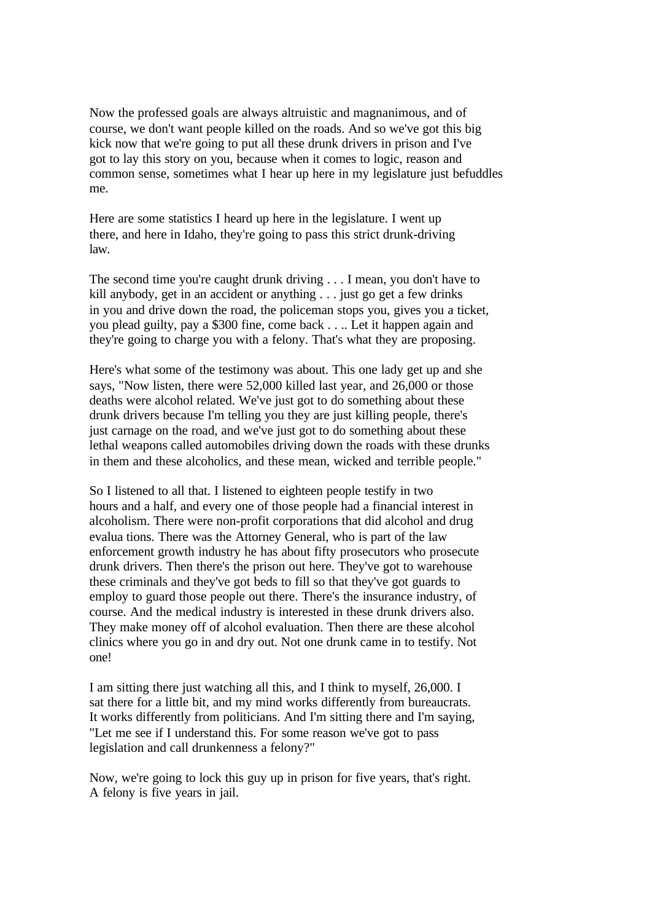Now the professed goals are always altruistic and magnanimous, and of course, we don't want people killed on the roads. And so we've got this big kick now that we're going to put all these drunk drivers in prison and I've got to lay this story on you, because when it comes to logic, reason and common sense, sometimes what I hear up here in my legislature just befuddles me.

Here are some statistics I heard up here in the legislature. I went up there, and here in Idaho, they're going to pass this strict drunk-driving law.

The second time you're caught drunk driving . . . I mean, you don't have to kill anybody, get in an accident or anything . . . just go get a few drinks in you and drive down the road, the policeman stops you, gives you a ticket, you plead guilty, pay a $300 fine, come back . . .. Let it happen again and they're going to charge you with a felony. That's what they are proposing.

Here's what some of the testimony was about. This one lady get up and she says, "Now listen, there were 52,000 killed last year, and 26,000 or those deaths were alcohol related. We've just got to do something about these drunk drivers because I'm telling you they are just killing people, there's just carnage on the road, and we've just got to do something about these lethal weapons called automobiles driving down the roads with these drunks in them and these alcoholics, and these mean, wicked and terrible people."

So I listened to all that. I listened to eighteen people testify in two hours and a half, and every one of those people had a financial interest in alcoholism. There were non-profit corporations that did alcohol and drug evalua tions. There was the Attorney General, who is part of the law enforcement growth industry he has about fifty prosecutors who prosecute drunk drivers. Then there's the prison out here. They've got to warehouse these criminals and they've got beds to fill so that they've got guards to employ to guard those people out there. There's the insurance industry, of course. And the medical industry is interested in these drunk drivers also. They make money off of alcohol evaluation. Then there are these alcohol clinics where you go in and dry out. Not one drunk came in to testify. Not one!

I am sitting there just watching all this, and I think to myself, 26,000. I sat there for a little bit, and my mind works differently from bureaucrats. It works differently from politicians. And I'm sitting there and I'm saying, "Let me see if I understand this. For some reason we've got to pass legislation and call drunkenness a felony?"

Now, we're going to lock this guy up in prison for five years, that's right. A felony is five years in jail.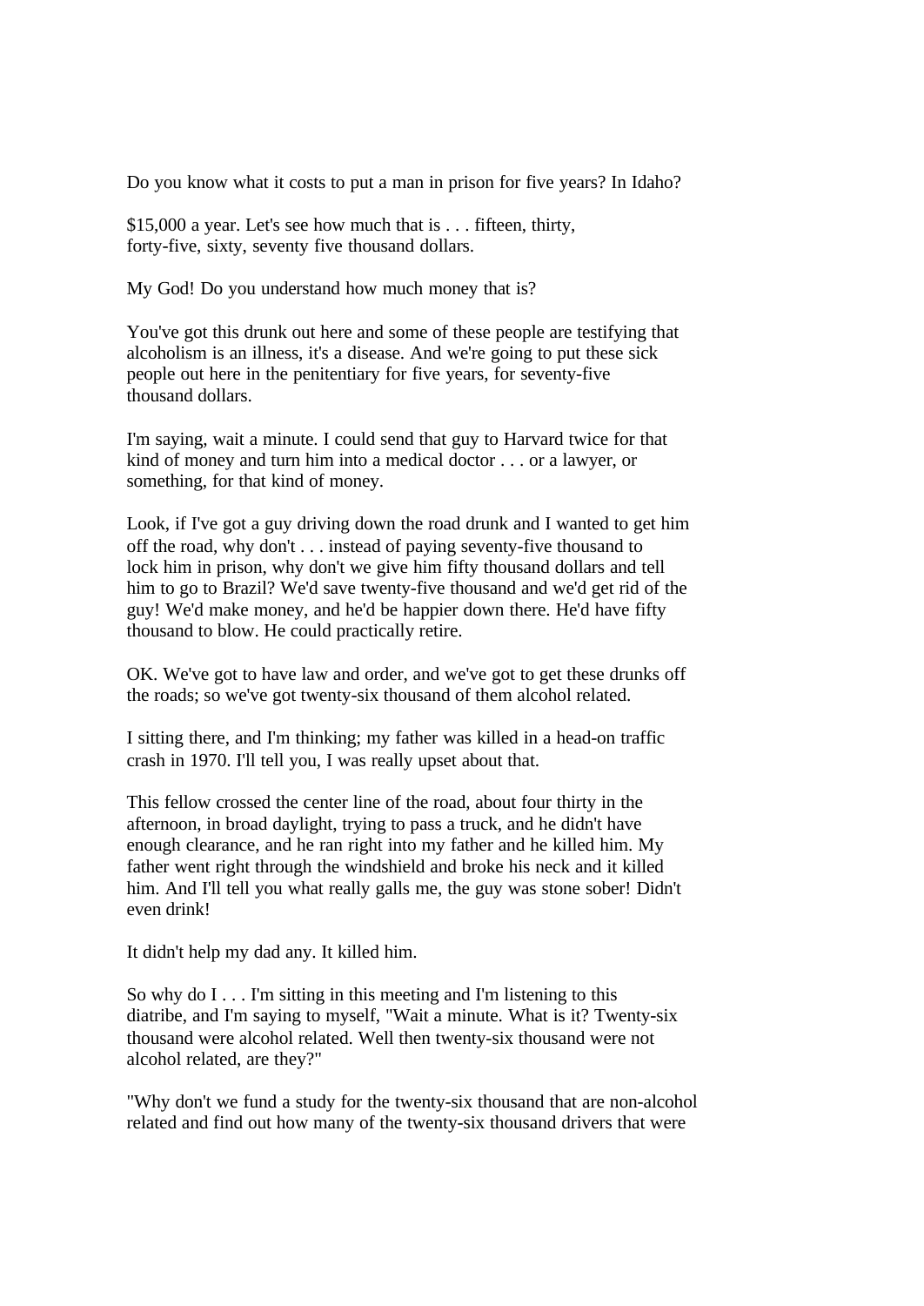Do you know what it costs to put a man in prison for five years? In Idaho?

$15,000 a year. Let's see how much that is . . . fifteen, thirty, forty-five, sixty, seventy five thousand dollars.

My God! Do you understand how much money that is?

You've got this drunk out here and some of these people are testifying that alcoholism is an illness, it's a disease. And we're going to put these sick people out here in the penitentiary for five years, for seventy-five thousand dollars.

I'm saying, wait a minute. I could send that guy to Harvard twice for that kind of money and turn him into a medical doctor . . . or a lawyer, or something, for that kind of money.

Look, if I've got a guy driving down the road drunk and I wanted to get him off the road, why don't . . . instead of paying seventy-five thousand to lock him in prison, why don't we give him fifty thousand dollars and tell him to go to Brazil? We'd save twenty-five thousand and we'd get rid of the guy! We'd make money, and he'd be happier down there. He'd have fifty thousand to blow. He could practically retire.

OK. We've got to have law and order, and we've got to get these drunks off the roads; so we've got twenty-six thousand of them alcohol related.

I sitting there, and I'm thinking; my father was killed in a head-on traffic crash in 1970. I'll tell you, I was really upset about that.

This fellow crossed the center line of the road, about four thirty in the afternoon, in broad daylight, trying to pass a truck, and he didn't have enough clearance, and he ran right into my father and he killed him. My father went right through the windshield and broke his neck and it killed him. And I'll tell you what really galls me, the guy was stone sober! Didn't even drink!

It didn't help my dad any. It killed him.

So why do I . . . I'm sitting in this meeting and I'm listening to this diatribe, and I'm saying to myself, "Wait a minute. What is it? Twenty-six thousand were alcohol related. Well then twenty-six thousand were not alcohol related, are they?"

"Why don't we fund a study for the twenty-six thousand that are non-alcohol related and find out how many of the twenty-six thousand drivers that were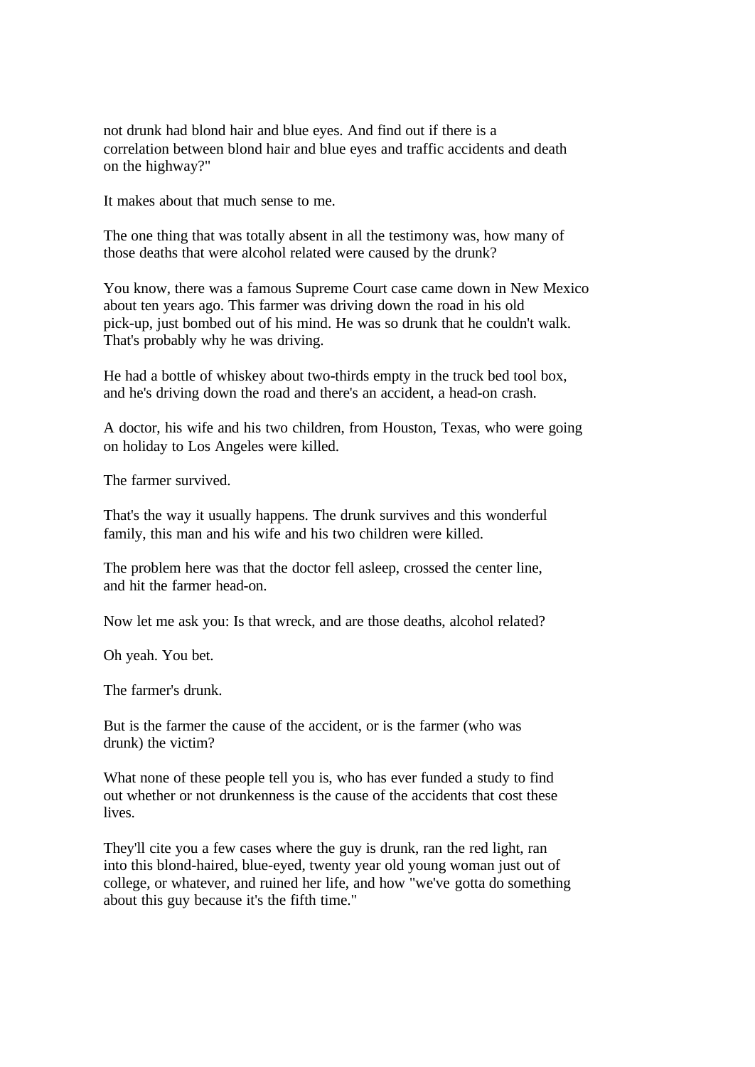not drunk had blond hair and blue eyes. And find out if there is a correlation between blond hair and blue eyes and traffic accidents and death on the highway?"

It makes about that much sense to me.

The one thing that was totally absent in all the testimony was, how many of those deaths that were alcohol related were caused by the drunk?

You know, there was a famous Supreme Court case came down in New Mexico about ten years ago. This farmer was driving down the road in his old pick-up, just bombed out of his mind. He was so drunk that he couldn't walk. That's probably why he was driving.

He had a bottle of whiskey about two-thirds empty in the truck bed tool box, and he's driving down the road and there's an accident, a head-on crash.

A doctor, his wife and his two children, from Houston, Texas, who were going on holiday to Los Angeles were killed.

The farmer survived.

That's the way it usually happens. The drunk survives and this wonderful family, this man and his wife and his two children were killed.

The problem here was that the doctor fell asleep, crossed the center line, and hit the farmer head-on.

Now let me ask you: Is that wreck, and are those deaths, alcohol related?

Oh yeah. You bet.

The farmer's drunk.

But is the farmer the cause of the accident, or is the farmer (who was drunk) the victim?

What none of these people tell you is, who has ever funded a study to find out whether or not drunkenness is the cause of the accidents that cost these lives.

They'll cite you a few cases where the guy is drunk, ran the red light, ran into this blond-haired, blue-eyed, twenty year old young woman just out of college, or whatever, and ruined her life, and how "we've gotta do something about this guy because it's the fifth time."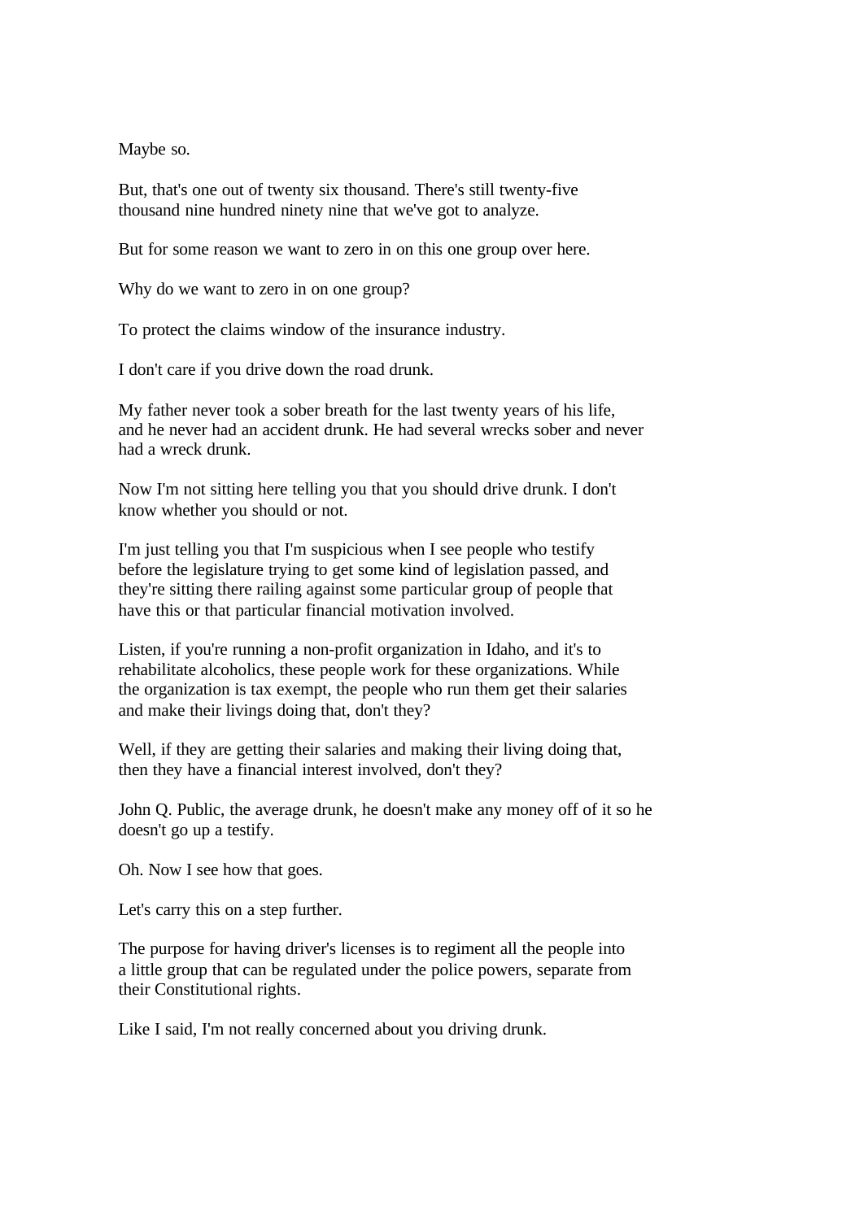Maybe so.

But, that's one out of twenty six thousand. There's still twenty-five thousand nine hundred ninety nine that we've got to analyze.

But for some reason we want to zero in on this one group over here.

Why do we want to zero in on one group?

To protect the claims window of the insurance industry.

I don't care if you drive down the road drunk.

My father never took a sober breath for the last twenty years of his life, and he never had an accident drunk. He had several wrecks sober and never had a wreck drunk.

Now I'm not sitting here telling you that you should drive drunk. I don't know whether you should or not.

I'm just telling you that I'm suspicious when I see people who testify before the legislature trying to get some kind of legislation passed, and they're sitting there railing against some particular group of people that have this or that particular financial motivation involved.

Listen, if you're running a non-profit organization in Idaho, and it's to rehabilitate alcoholics, these people work for these organizations. While the organization is tax exempt, the people who run them get their salaries and make their livings doing that, don't they?

Well, if they are getting their salaries and making their living doing that, then they have a financial interest involved, don't they?

John Q. Public, the average drunk, he doesn't make any money off of it so he doesn't go up a testify.

Oh. Now I see how that goes.

Let's carry this on a step further.

The purpose for having driver's licenses is to regiment all the people into a little group that can be regulated under the police powers, separate from their Constitutional rights.

Like I said, I'm not really concerned about you driving drunk.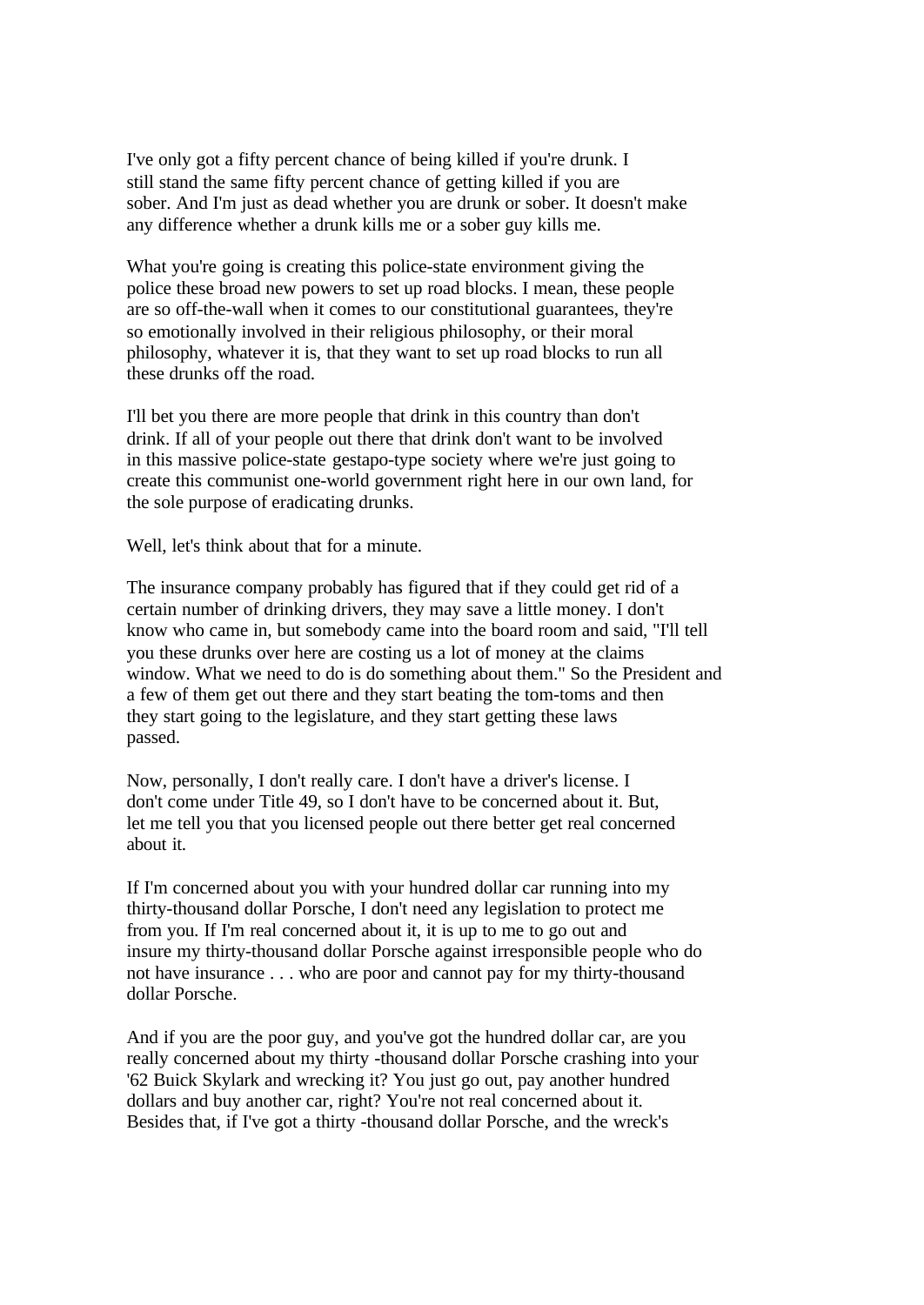I've only got a fifty percent chance of being killed if you're drunk. I still stand the same fifty percent chance of getting killed if you are sober. And I'm just as dead whether you are drunk or sober. It doesn't make any difference whether a drunk kills me or a sober guy kills me.

What you're going is creating this police-state environment giving the police these broad new powers to set up road blocks. I mean, these people are so off-the-wall when it comes to our constitutional guarantees, they're so emotionally involved in their religious philosophy, or their moral philosophy, whatever it is, that they want to set up road blocks to run all these drunks off the road.

I'll bet you there are more people that drink in this country than don't drink. If all of your people out there that drink don't want to be involved in this massive police-state gestapo-type society where we're just going to create this communist one-world government right here in our own land, for the sole purpose of eradicating drunks.

Well, let's think about that for a minute.

The insurance company probably has figured that if they could get rid of a certain number of drinking drivers, they may save a little money. I don't know who came in, but somebody came into the board room and said, "I'll tell you these drunks over here are costing us a lot of money at the claims window. What we need to do is do something about them." So the President and a few of them get out there and they start beating the tom-toms and then they start going to the legislature, and they start getting these laws passed.

Now, personally, I don't really care. I don't have a driver's license. I don't come under Title 49, so I don't have to be concerned about it. But, let me tell you that you licensed people out there better get real concerned about it.

If I'm concerned about you with your hundred dollar car running into my thirty-thousand dollar Porsche, I don't need any legislation to protect me from you. If I'm real concerned about it, it is up to me to go out and insure my thirty-thousand dollar Porsche against irresponsible people who do not have insurance . . . who are poor and cannot pay for my thirty-thousand dollar Porsche.

And if you are the poor guy, and you've got the hundred dollar car, are you really concerned about my thirty -thousand dollar Porsche crashing into your '62 Buick Skylark and wrecking it? You just go out, pay another hundred dollars and buy another car, right? You're not real concerned about it. Besides that, if I've got a thirty -thousand dollar Porsche, and the wreck's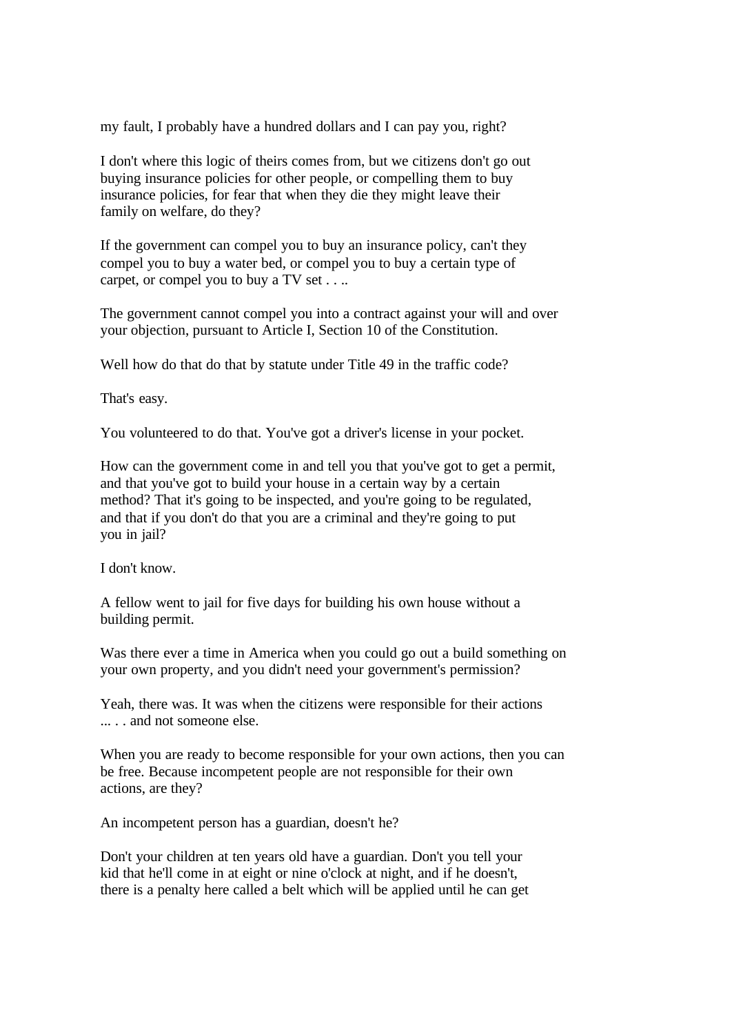my fault, I probably have a hundred dollars and I can pay you, right?

I don't where this logic of theirs comes from, but we citizens don't go out buying insurance policies for other people, or compelling them to buy insurance policies, for fear that when they die they might leave their family on welfare, do they?

If the government can compel you to buy an insurance policy, can't they compel you to buy a water bed, or compel you to buy a certain type of carpet, or compel you to buy a TV set . . ..

The government cannot compel you into a contract against your will and over your objection, pursuant to Article I, Section 10 of the Constitution.

Well how do that do that by statute under Title 49 in the traffic code?

That's easy.

You volunteered to do that. You've got a driver's license in your pocket.

How can the government come in and tell you that you've got to get a permit, and that you've got to build your house in a certain way by a certain method? That it's going to be inspected, and you're going to be regulated, and that if you don't do that you are a criminal and they're going to put you in jail?

I don't know.

A fellow went to jail for five days for building his own house without a building permit.

Was there ever a time in America when you could go out a build something on your own property, and you didn't need your government's permission?

Yeah, there was. It was when the citizens were responsible for their actions ... . . and not someone else.

When you are ready to become responsible for your own actions, then you can be free. Because incompetent people are not responsible for their own actions, are they?

An incompetent person has a guardian, doesn't he?

Don't your children at ten years old have a guardian. Don't you tell your kid that he'll come in at eight or nine o'clock at night, and if he doesn't, there is a penalty here called a belt which will be applied until he can get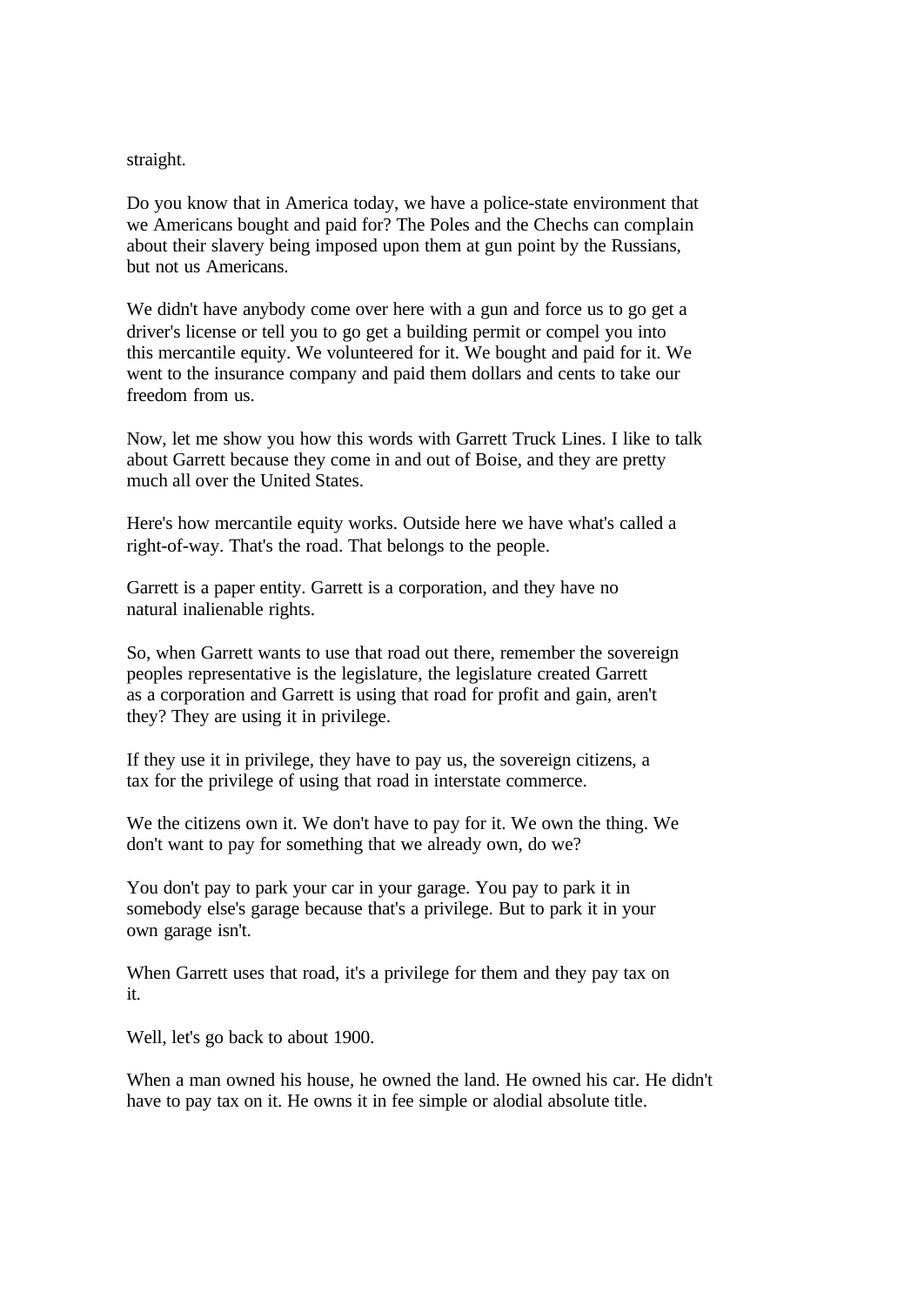straight.

Do you know that in America today, we have a police-state environment that we Americans bought and paid for? The Poles and the Chechs can complain about their slavery being imposed upon them at gun point by the Russians, but not us Americans.

We didn't have anybody come over here with a gun and force us to go get a driver's license or tell you to go get a building permit or compel you into this mercantile equity. We volunteered for it. We bought and paid for it. We went to the insurance company and paid them dollars and cents to take our freedom from us.

Now, let me show you how this words with Garrett Truck Lines. I like to talk about Garrett because they come in and out of Boise, and they are pretty much all over the United States.

Here's how mercantile equity works. Outside here we have what's called a right-of-way. That's the road. That belongs to the people.

Garrett is a paper entity. Garrett is a corporation, and they have no natural inalienable rights.

So, when Garrett wants to use that road out there, remember the sovereign peoples representative is the legislature, the legislature created Garrett as a corporation and Garrett is using that road for profit and gain, aren't they? They are using it in privilege.

If they use it in privilege, they have to pay us, the sovereign citizens, a tax for the privilege of using that road in interstate commerce.

We the citizens own it. We don't have to pay for it. We own the thing. We don't want to pay for something that we already own, do we?

You don't pay to park your car in your garage. You pay to park it in somebody else's garage because that's a privilege. But to park it in your own garage isn't.

When Garrett uses that road, it's a privilege for them and they pay tax on it.

Well, let's go back to about 1900.

When a man owned his house, he owned the land. He owned his car. He didn't have to pay tax on it. He owns it in fee simple or alodial absolute title.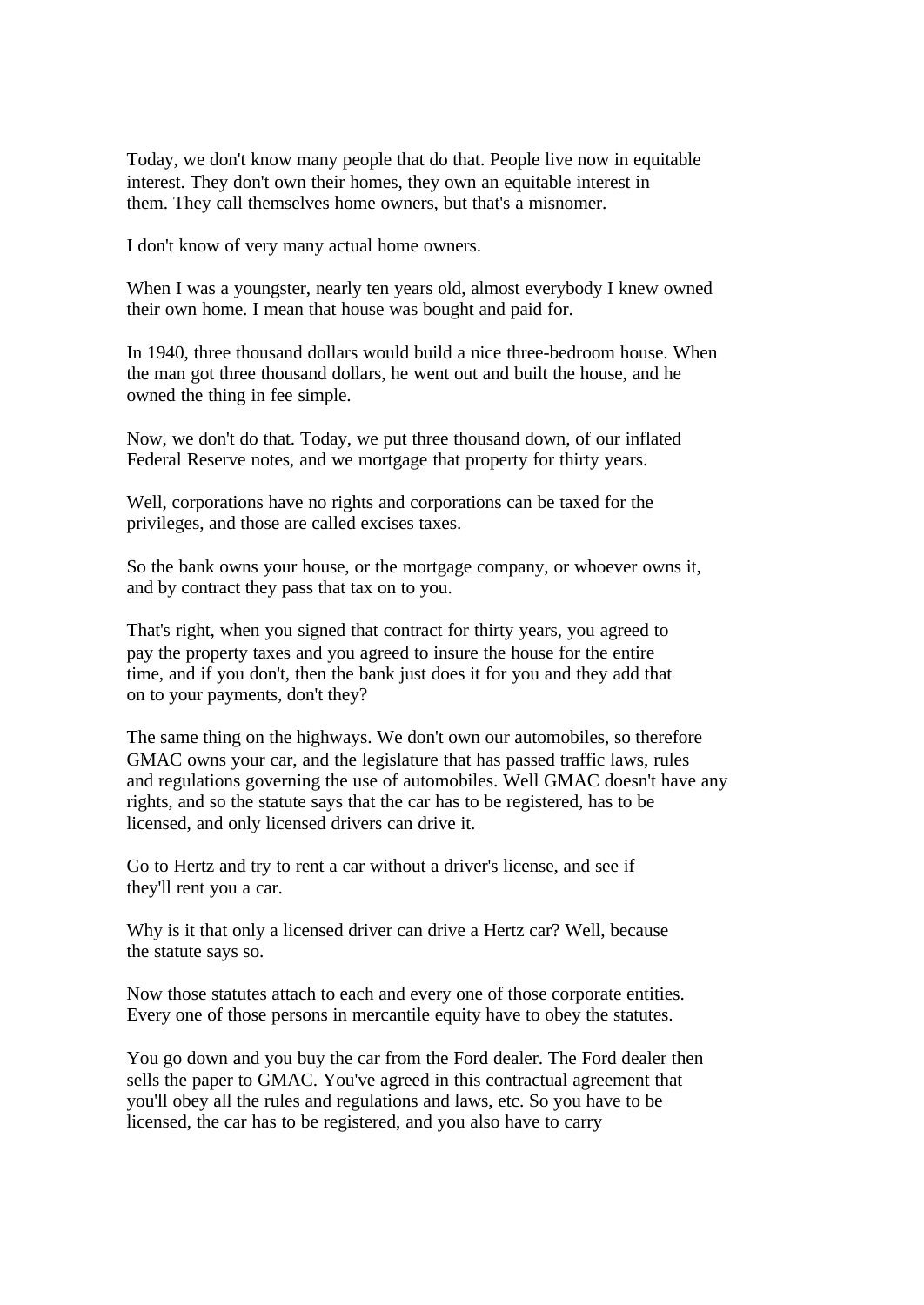Today, we don't know many people that do that. People live now in equitable interest. They don't own their homes, they own an equitable interest in them. They call themselves home owners, but that's a misnomer.

I don't know of very many actual home owners.

When I was a youngster, nearly ten years old, almost everybody I knew owned their own home. I mean that house was bought and paid for.

In 1940, three thousand dollars would build a nice three-bedroom house. When the man got three thousand dollars, he went out and built the house, and he owned the thing in fee simple.

Now, we don't do that. Today, we put three thousand down, of our inflated Federal Reserve notes, and we mortgage that property for thirty years.

Well, corporations have no rights and corporations can be taxed for the privileges, and those are called excises taxes.

So the bank owns your house, or the mortgage company, or whoever owns it, and by contract they pass that tax on to you.

That's right, when you signed that contract for thirty years, you agreed to pay the property taxes and you agreed to insure the house for the entire time, and if you don't, then the bank just does it for you and they add that on to your payments, don't they?

The same thing on the highways. We don't own our automobiles, so therefore GMAC owns your car, and the legislature that has passed traffic laws, rules and regulations governing the use of automobiles. Well GMAC doesn't have any rights, and so the statute says that the car has to be registered, has to be licensed, and only licensed drivers can drive it.

Go to Hertz and try to rent a car without a driver's license, and see if they'll rent you a car.

Why is it that only a licensed driver can drive a Hertz car? Well, because the statute says so.

Now those statutes attach to each and every one of those corporate entities. Every one of those persons in mercantile equity have to obey the statutes.

You go down and you buy the car from the Ford dealer. The Ford dealer then sells the paper to GMAC. You've agreed in this contractual agreement that you'll obey all the rules and regulations and laws, etc. So you have to be licensed, the car has to be registered, and you also have to carry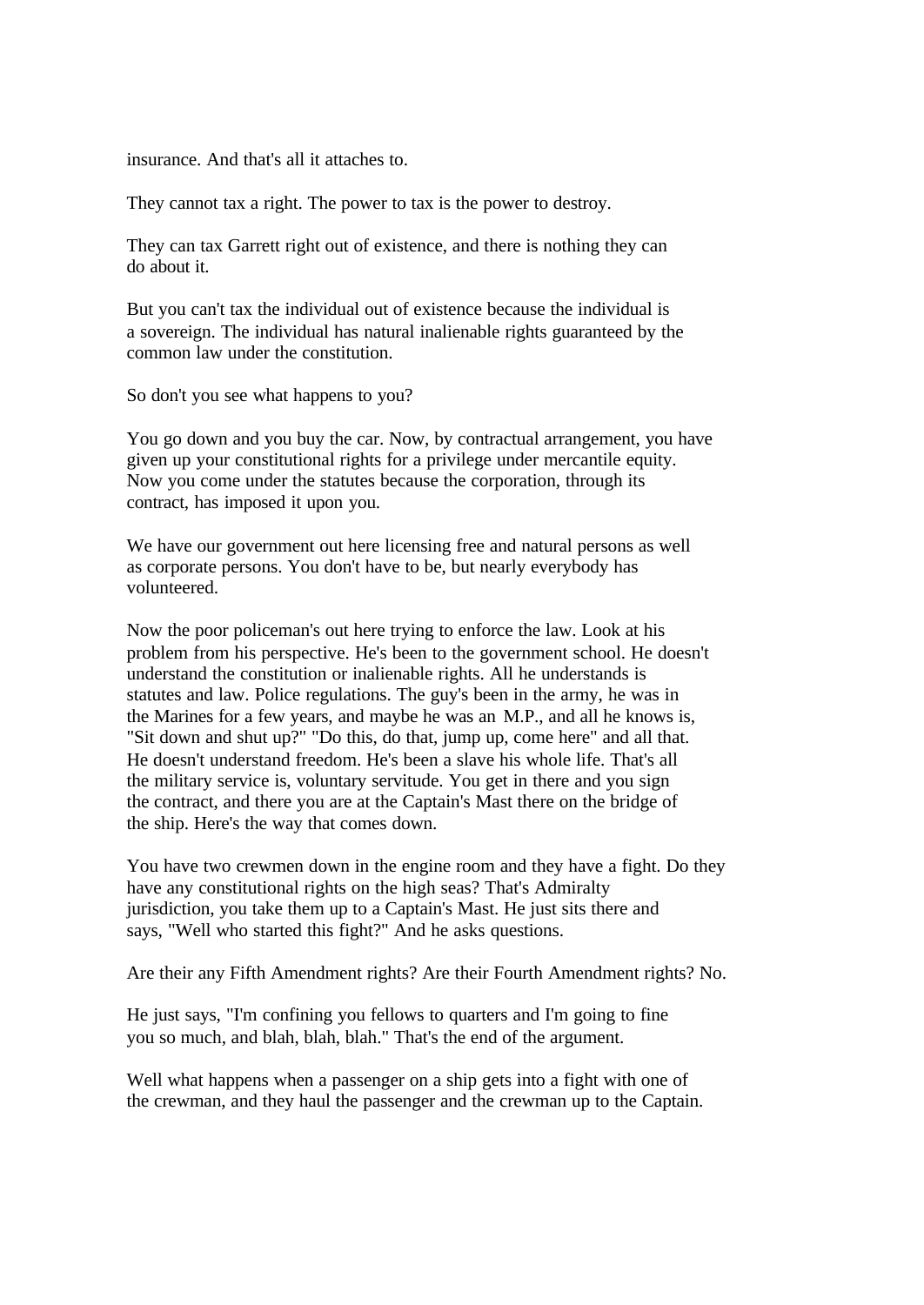insurance. And that's all it attaches to.

They cannot tax a right. The power to tax is the power to destroy.

They can tax Garrett right out of existence, and there is nothing they can do about it.

But you can't tax the individual out of existence because the individual is a sovereign. The individual has natural inalienable rights guaranteed by the common law under the constitution.

So don't you see what happens to you?

You go down and you buy the car. Now, by contractual arrangement, you have given up your constitutional rights for a privilege under mercantile equity. Now you come under the statutes because the corporation, through its contract, has imposed it upon you.

We have our government out here licensing free and natural persons as well as corporate persons. You don't have to be, but nearly everybody has volunteered.

Now the poor policeman's out here trying to enforce the law. Look at his problem from his perspective. He's been to the government school. He doesn't understand the constitution or inalienable rights. All he understands is statutes and law. Police regulations. The guy's been in the army, he was in the Marines for a few years, and maybe he was an M.P., and all he knows is, "Sit down and shut up?" "Do this, do that, jump up, come here" and all that. He doesn't understand freedom. He's been a slave his whole life. That's all the military service is, voluntary servitude. You get in there and you sign the contract, and there you are at the Captain's Mast there on the bridge of the ship. Here's the way that comes down.

You have two crewmen down in the engine room and they have a fight. Do they have any constitutional rights on the high seas? That's Admiralty jurisdiction, you take them up to a Captain's Mast. He just sits there and says, "Well who started this fight?" And he asks questions.

Are their any Fifth Amendment rights? Are their Fourth Amendment rights? No.

He just says, "I'm confining you fellows to quarters and I'm going to fine you so much, and blah, blah, blah." That's the end of the argument.

Well what happens when a passenger on a ship gets into a fight with one of the crewman, and they haul the passenger and the crewman up to the Captain.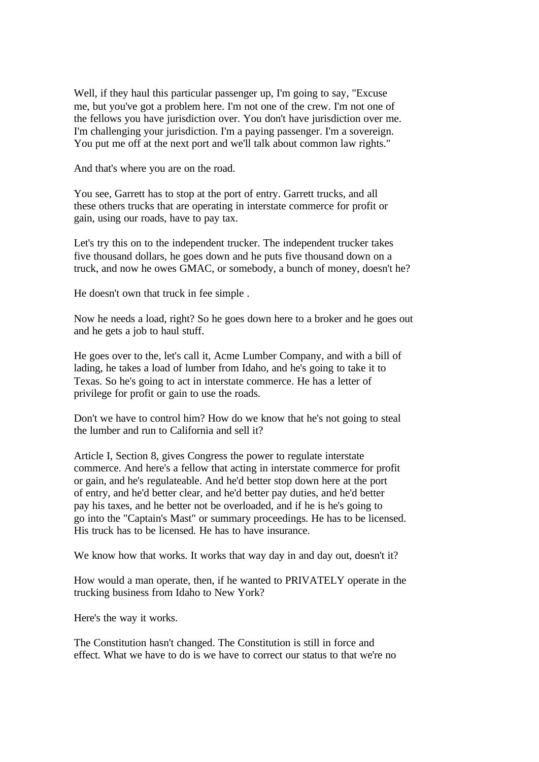Well, if they haul this particular passenger up, I'm going to say, "Excuse me, but you've got a problem here. I'm not one of the crew. I'm not one of the fellows you have jurisdiction over. You don't have jurisdiction over me. I'm challenging your jurisdiction. I'm a paying passenger. I'm a sovereign. You put me off at the next port and we'll talk about common law rights."

And that's where you are on the road.

You see, Garrett has to stop at the port of entry. Garrett trucks, and all these others trucks that are operating in interstate commerce for profit or gain, using our roads, have to pay tax.

Let's try this on to the independent trucker. The independent trucker takes five thousand dollars, he goes down and he puts five thousand down on a truck, and now he owes GMAC, or somebody, a bunch of money, doesn't he?

He doesn't own that truck in fee simple .

Now he needs a load, right? So he goes down here to a broker and he goes out and he gets a job to haul stuff.

He goes over to the, let's call it, Acme Lumber Company, and with a bill of lading, he takes a load of lumber from Idaho, and he's going to take it to Texas. So he's going to act in interstate commerce. He has a letter of privilege for profit or gain to use the roads.

Don't we have to control him? How do we know that he's not going to steal the lumber and run to California and sell it?

Article I, Section 8, gives Congress the power to regulate interstate commerce. And here's a fellow that acting in interstate commerce for profit or gain, and he's regulateable. And he'd better stop down here at the port of entry, and he'd better clear, and he'd better pay duties, and he'd better pay his taxes, and he better not be overloaded, and if he is he's going to go into the "Captain's Mast" or summary proceedings. He has to be licensed. His truck has to be licensed. He has to have insurance.

We know how that works. It works that way day in and day out, doesn't it?

How would a man operate, then, if he wanted to PRIVATELY operate in the trucking business from Idaho to New York?

Here's the way it works.

The Constitution hasn't changed. The Constitution is still in force and effect. What we have to do is we have to correct our status to that we're no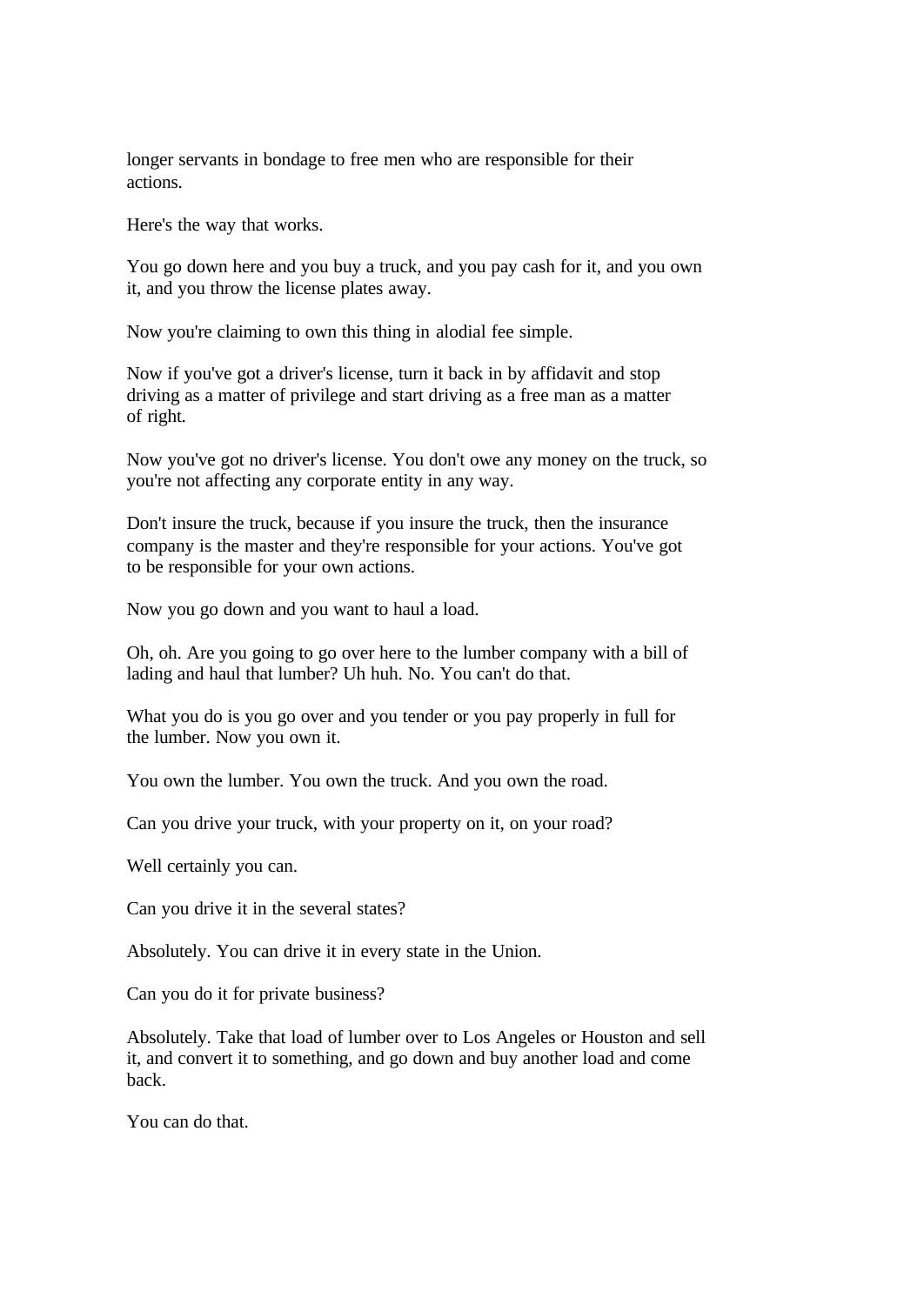longer servants in bondage to free men who are responsible for their actions.

Here's the way that works.

You go down here and you buy a truck, and you pay cash for it, and you own it, and you throw the license plates away.

Now you're claiming to own this thing in alodial fee simple.

Now if you've got a driver's license, turn it back in by affidavit and stop driving as a matter of privilege and start driving as a free man as a matter of right.

Now you've got no driver's license. You don't owe any money on the truck, so you're not affecting any corporate entity in any way.

Don't insure the truck, because if you insure the truck, then the insurance company is the master and they're responsible for your actions. You've got to be responsible for your own actions.

Now you go down and you want to haul a load.

Oh, oh. Are you going to go over here to the lumber company with a bill of lading and haul that lumber? Uh huh. No. You can't do that.

What you do is you go over and you tender or you pay properly in full for the lumber. Now you own it.

You own the lumber. You own the truck. And you own the road.

Can you drive your truck, with your property on it, on your road?

Well certainly you can.

Can you drive it in the several states?

Absolutely. You can drive it in every state in the Union.

Can you do it for private business?

Absolutely. Take that load of lumber over to Los Angeles or Houston and sell it, and convert it to something, and go down and buy another load and come back.

You can do that.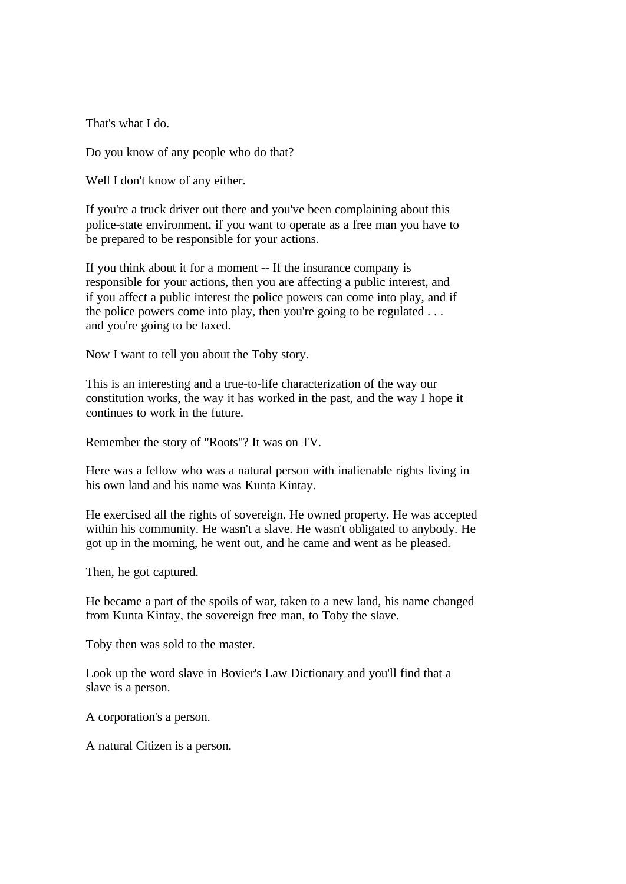That's what I do.

Do you know of any people who do that?

Well I don't know of any either.

If you're a truck driver out there and you've been complaining about this police-state environment, if you want to operate as a free man you have to be prepared to be responsible for your actions.

If you think about it for a moment -- If the insurance company is responsible for your actions, then you are affecting a public interest, and if you affect a public interest the police powers can come into play, and if the police powers come into play, then you're going to be regulated . . . and you're going to be taxed.

Now I want to tell you about the Toby story.

This is an interesting and a true-to-life characterization of the way our constitution works, the way it has worked in the past, and the way I hope it continues to work in the future.

Remember the story of "Roots"? It was on TV.

Here was a fellow who was a natural person with inalienable rights living in his own land and his name was Kunta Kintay.

He exercised all the rights of sovereign. He owned property. He was accepted within his community. He wasn't a slave. He wasn't obligated to anybody. He got up in the morning, he went out, and he came and went as he pleased.

Then, he got captured.

He became a part of the spoils of war, taken to a new land, his name changed from Kunta Kintay, the sovereign free man, to Toby the slave.

Toby then was sold to the master.

Look up the word slave in Bovier's Law Dictionary and you'll find that a slave is a person.

A corporation's a person.

A natural Citizen is a person.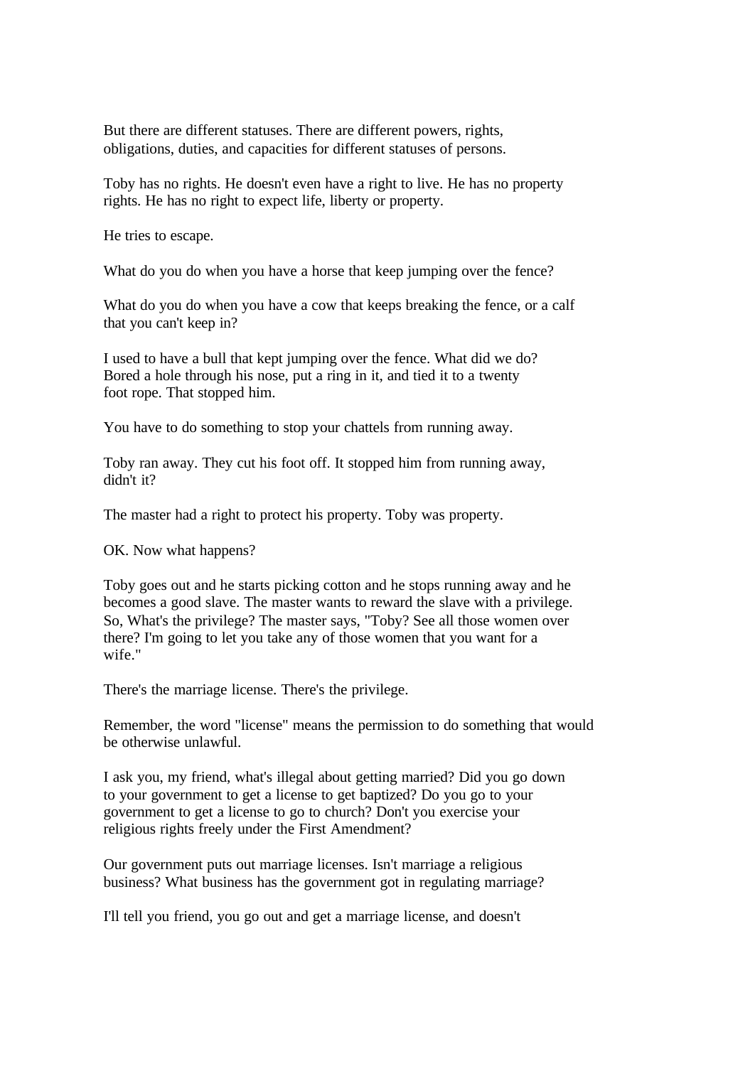But there are different statuses. There are different powers, rights, obligations, duties, and capacities for different statuses of persons.

Toby has no rights. He doesn't even have a right to live. He has no property rights. He has no right to expect life, liberty or property.

He tries to escape.

What do you do when you have a horse that keep jumping over the fence?

What do you do when you have a cow that keeps breaking the fence, or a calf that you can't keep in?

I used to have a bull that kept jumping over the fence. What did we do? Bored a hole through his nose, put a ring in it, and tied it to a twenty foot rope. That stopped him.

You have to do something to stop your chattels from running away.

Toby ran away. They cut his foot off. It stopped him from running away, didn't it?

The master had a right to protect his property. Toby was property.

OK. Now what happens?

Toby goes out and he starts picking cotton and he stops running away and he becomes a good slave. The master wants to reward the slave with a privilege. So, What's the privilege? The master says, "Toby? See all those women over there? I'm going to let you take any of those women that you want for a wife."

There's the marriage license. There's the privilege.

Remember, the word "license" means the permission to do something that would be otherwise unlawful.

I ask you, my friend, what's illegal about getting married? Did you go down to your government to get a license to get baptized? Do you go to your government to get a license to go to church? Don't you exercise your religious rights freely under the First Amendment?

Our government puts out marriage licenses. Isn't marriage a religious business? What business has the government got in regulating marriage?

I'll tell you friend, you go out and get a marriage license, and doesn't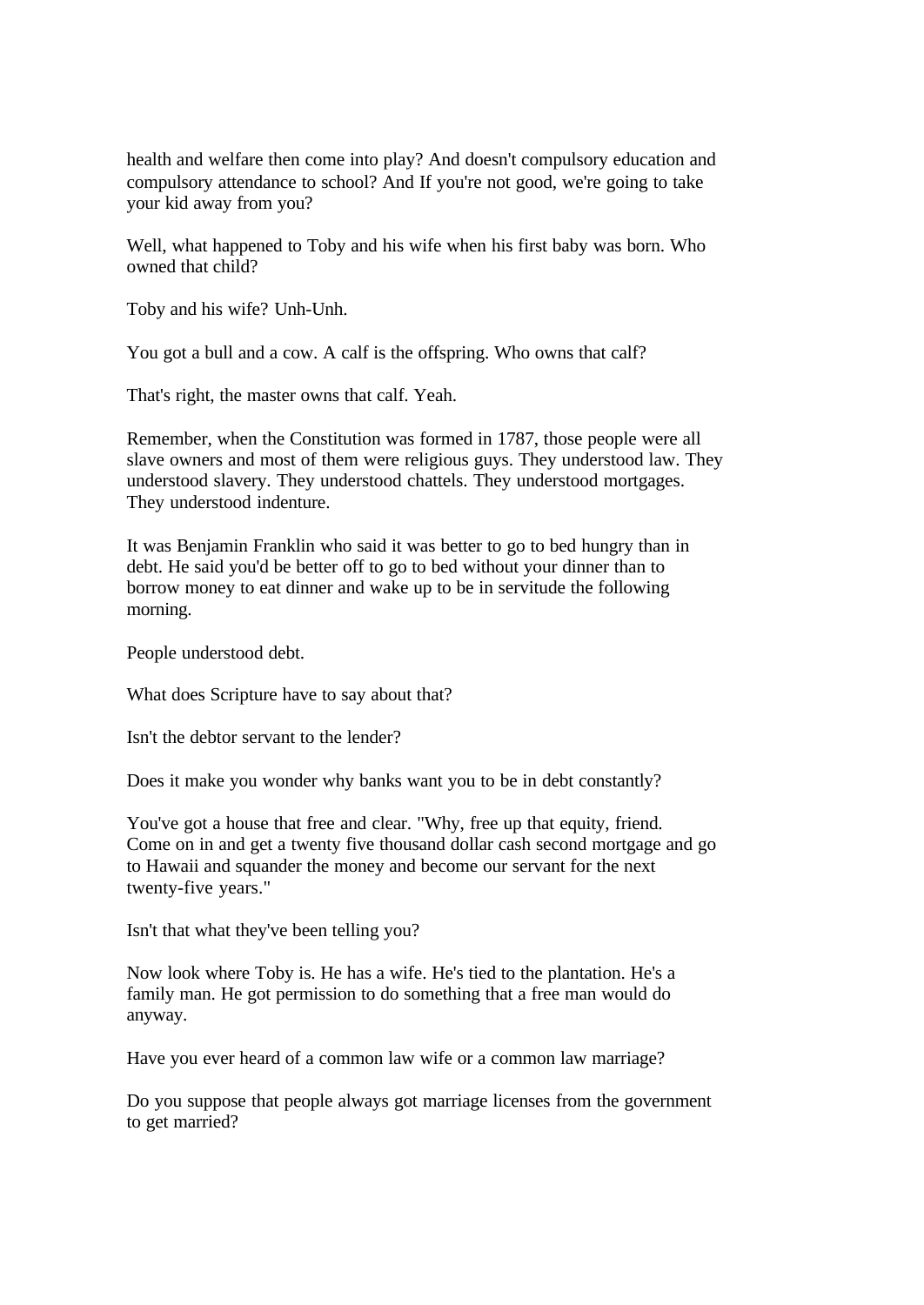health and welfare then come into play? And doesn't compulsory education and compulsory attendance to school? And If you're not good, we're going to take your kid away from you?

Well, what happened to Toby and his wife when his first baby was born. Who owned that child?

Toby and his wife? Unh-Unh.

You got a bull and a cow. A calf is the offspring. Who owns that calf?

That's right, the master owns that calf. Yeah.

Remember, when the Constitution was formed in 1787, those people were all slave owners and most of them were religious guys. They understood law. They understood slavery. They understood chattels. They understood mortgages. They understood indenture.

It was Benjamin Franklin who said it was better to go to bed hungry than in debt. He said you'd be better off to go to bed without your dinner than to borrow money to eat dinner and wake up to be in servitude the following morning.

People understood debt.

What does Scripture have to say about that?

Isn't the debtor servant to the lender?

Does it make you wonder why banks want you to be in debt constantly?

You've got a house that free and clear. "Why, free up that equity, friend. Come on in and get a twenty five thousand dollar cash second mortgage and go to Hawaii and squander the money and become our servant for the next twenty-five years."

Isn't that what they've been telling you?

Now look where Toby is. He has a wife. He's tied to the plantation. He's a family man. He got permission to do something that a free man would do anyway.

Have you ever heard of a common law wife or a common law marriage?

Do you suppose that people always got marriage licenses from the government to get married?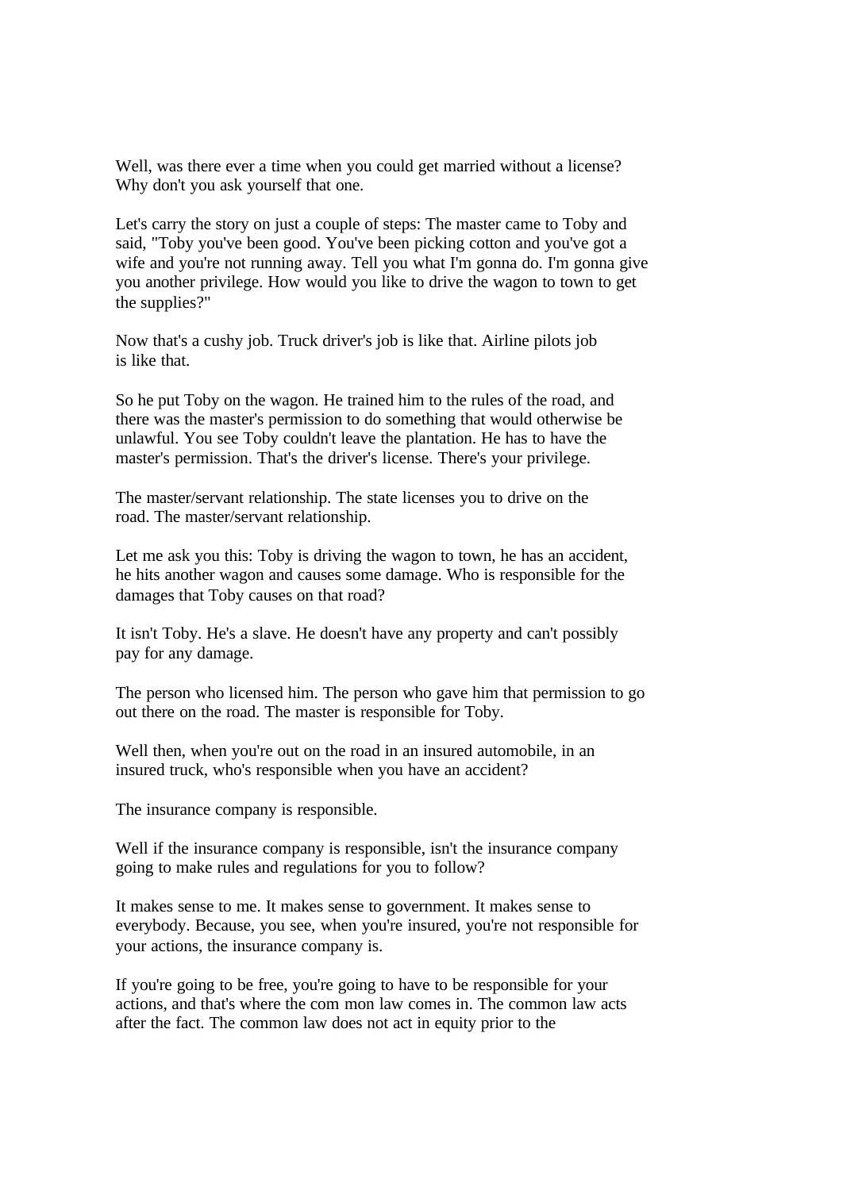Well, was there ever a time when you could get married without a license? Why don't you ask yourself that one.

Let's carry the story on just a couple of steps: The master came to Toby and said, "Toby you've been good. You've been picking cotton and you've got a wife and you're not running away. Tell you what I'm gonna do. I'm gonna give you another privilege. How would you like to drive the wagon to town to get the supplies?"

Now that's a cushy job. Truck driver's job is like that. Airline pilots job is like that.

So he put Toby on the wagon. He trained him to the rules of the road, and there was the master's permission to do something that would otherwise be unlawful. You see Toby couldn't leave the plantation. He has to have the master's permission. That's the driver's license. There's your privilege.

The master/servant relationship. The state licenses you to drive on the road. The master/servant relationship.

Let me ask you this: Toby is driving the wagon to town, he has an accident, he hits another wagon and causes some damage. Who is responsible for the damages that Toby causes on that road?

It isn't Toby. He's a slave. He doesn't have any property and can't possibly pay for any damage.

The person who licensed him. The person who gave him that permission to go out there on the road. The master is responsible for Toby.

Well then, when you're out on the road in an insured automobile, in an insured truck, who's responsible when you have an accident?

The insurance company is responsible.

Well if the insurance company is responsible, isn't the insurance company going to make rules and regulations for you to follow?

It makes sense to me. It makes sense to government. It makes sense to everybody. Because, you see, when you're insured, you're not responsible for your actions, the insurance company is.

If you're going to be free, you're going to have to be responsible for your actions, and that's where the com mon law comes in. The common law acts after the fact. The common law does not act in equity prior to the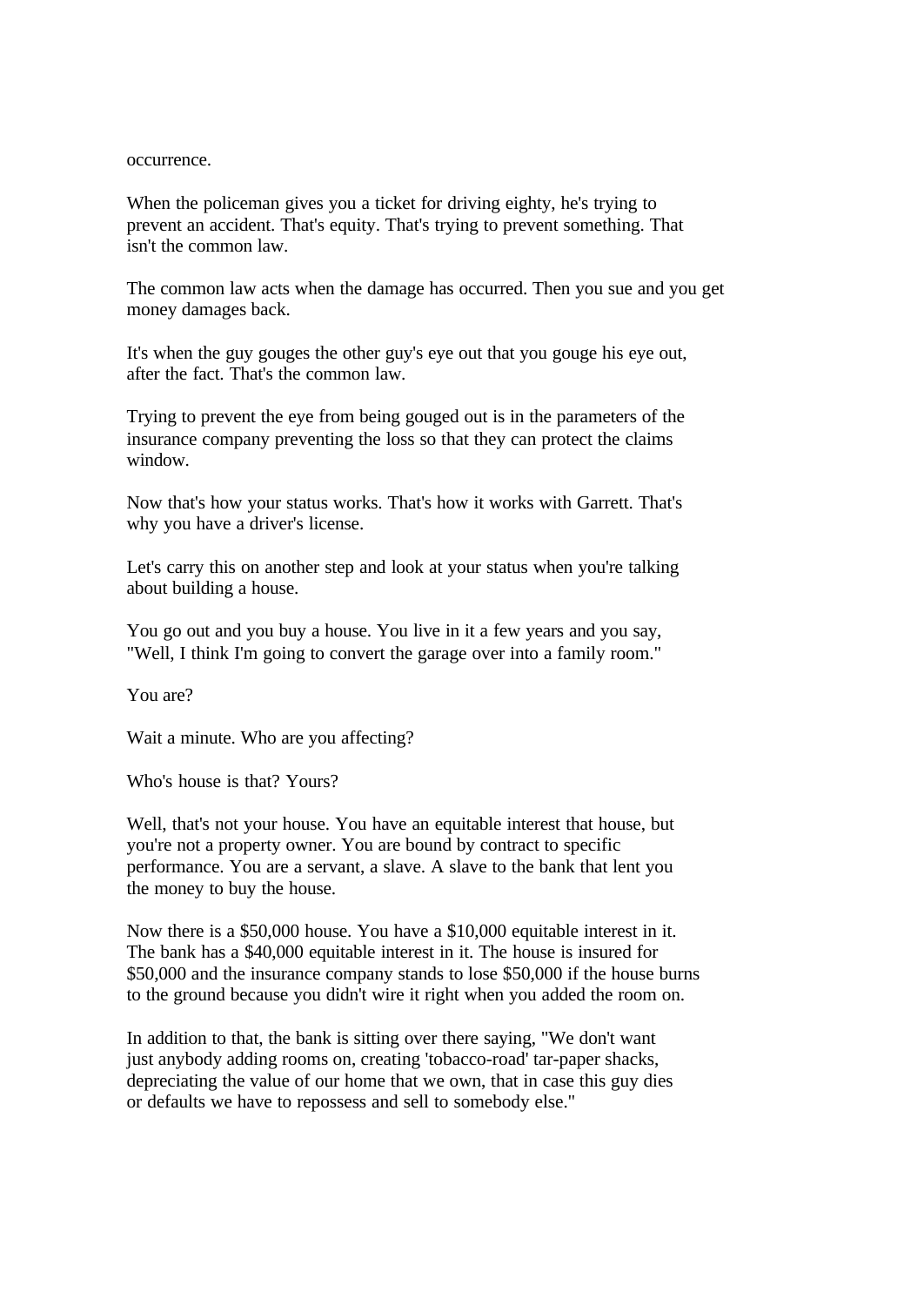occurrence.

When the policeman gives you a ticket for driving eighty, he's trying to prevent an accident. That's equity. That's trying to prevent something. That isn't the common law.

The common law acts when the damage has occurred. Then you sue and you get money damages back.

It's when the guy gouges the other guy's eye out that you gouge his eye out, after the fact. That's the common law.

Trying to prevent the eye from being gouged out is in the parameters of the insurance company preventing the loss so that they can protect the claims window.

Now that's how your status works. That's how it works with Garrett. That's why you have a driver's license.

Let's carry this on another step and look at your status when you're talking about building a house.

You go out and you buy a house. You live in it a few years and you say, "Well, I think I'm going to convert the garage over into a family room."

You are?

Wait a minute. Who are you affecting?

Who's house is that? Yours?

Well, that's not your house. You have an equitable interest that house, but you're not a property owner. You are bound by contract to specific performance. You are a servant, a slave. A slave to the bank that lent you the money to buy the house.

Now there is a $50,000 house. You have a $10,000 equitable interest in it. The bank has a $40,000 equitable interest in it. The house is insured for $50,000 and the insurance company stands to lose $50,000 if the house burns to the ground because you didn't wire it right when you added the room on.

In addition to that, the bank is sitting over there saying, "We don't want just anybody adding rooms on, creating 'tobacco-road' tar-paper shacks, depreciating the value of our home that we own, that in case this guy dies or defaults we have to repossess and sell to somebody else."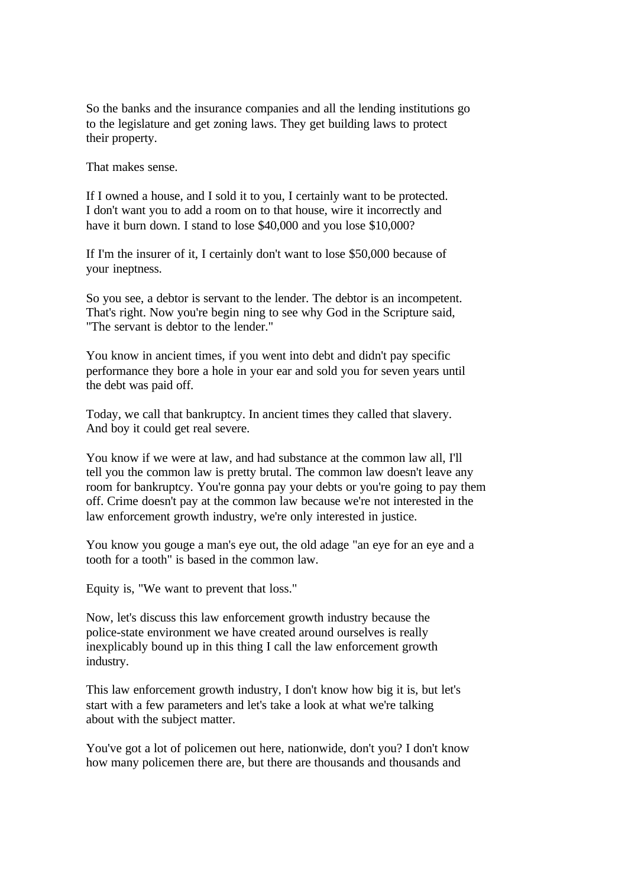So the banks and the insurance companies and all the lending institutions go to the legislature and get zoning laws. They get building laws to protect their property.

That makes sense.

If I owned a house, and I sold it to you, I certainly want to be protected. I don't want you to add a room on to that house, wire it incorrectly and have it burn down. I stand to lose $40,000 and you lose $10,000?

If I'm the insurer of it, I certainly don't want to lose $50,000 because of your ineptness.

So you see, a debtor is servant to the lender. The debtor is an incompetent. That's right. Now you're begin ning to see why God in the Scripture said, "The servant is debtor to the lender."

You know in ancient times, if you went into debt and didn't pay specific performance they bore a hole in your ear and sold you for seven years until the debt was paid off.

Today, we call that bankruptcy. In ancient times they called that slavery. And boy it could get real severe.

You know if we were at law, and had substance at the common law all, I'll tell you the common law is pretty brutal. The common law doesn't leave any room for bankruptcy. You're gonna pay your debts or you're going to pay them off. Crime doesn't pay at the common law because we're not interested in the law enforcement growth industry, we're only interested in justice.

You know you gouge a man's eye out, the old adage "an eye for an eye and a tooth for a tooth" is based in the common law.

Equity is, "We want to prevent that loss."

Now, let's discuss this law enforcement growth industry because the police-state environment we have created around ourselves is really inexplicably bound up in this thing I call the law enforcement growth industry.

This law enforcement growth industry, I don't know how big it is, but let's start with a few parameters and let's take a look at what we're talking about with the subject matter.

You've got a lot of policemen out here, nationwide, don't you? I don't know how many policemen there are, but there are thousands and thousands and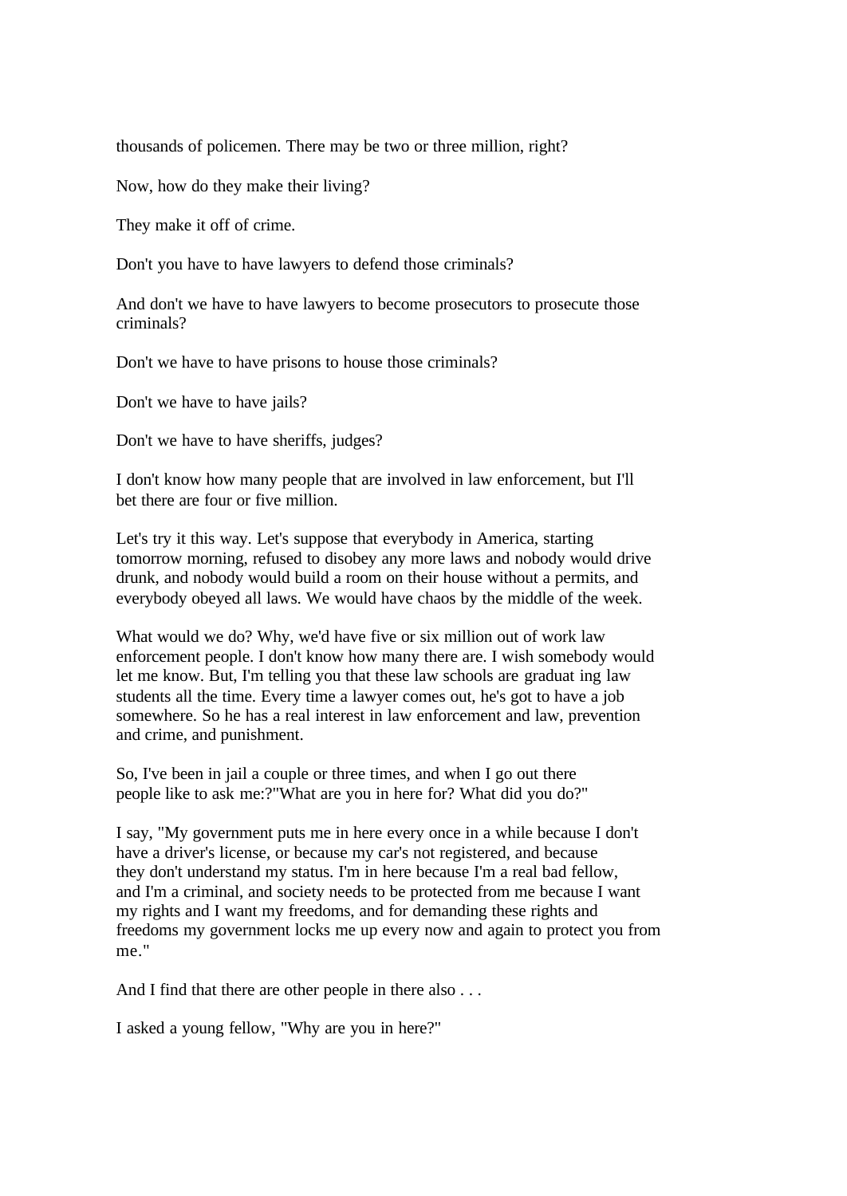thousands of policemen. There may be two or three million, right?

Now, how do they make their living?

They make it off of crime.

Don't you have to have lawyers to defend those criminals?

And don't we have to have lawyers to become prosecutors to prosecute those criminals?

Don't we have to have prisons to house those criminals?

Don't we have to have jails?

Don't we have to have sheriffs, judges?

I don't know how many people that are involved in law enforcement, but I'll bet there are four or five million.

Let's try it this way. Let's suppose that everybody in America, starting tomorrow morning, refused to disobey any more laws and nobody would drive drunk, and nobody would build a room on their house without a permits, and everybody obeyed all laws. We would have chaos by the middle of the week.

What would we do? Why, we'd have five or six million out of work law enforcement people. I don't know how many there are. I wish somebody would let me know. But, I'm telling you that these law schools are graduat ing law students all the time. Every time a lawyer comes out, he's got to have a job somewhere. So he has a real interest in law enforcement and law, prevention and crime, and punishment.

So, I've been in jail a couple or three times, and when I go out there people like to ask me:?"What are you in here for? What did you do?"

I say, "My government puts me in here every once in a while because I don't have a driver's license, or because my car's not registered, and because they don't understand my status. I'm in here because I'm a real bad fellow, and I'm a criminal, and society needs to be protected from me because I want my rights and I want my freedoms, and for demanding these rights and freedoms my government locks me up every now and again to protect you from me."

And I find that there are other people in there also . . .

I asked a young fellow, "Why are you in here?"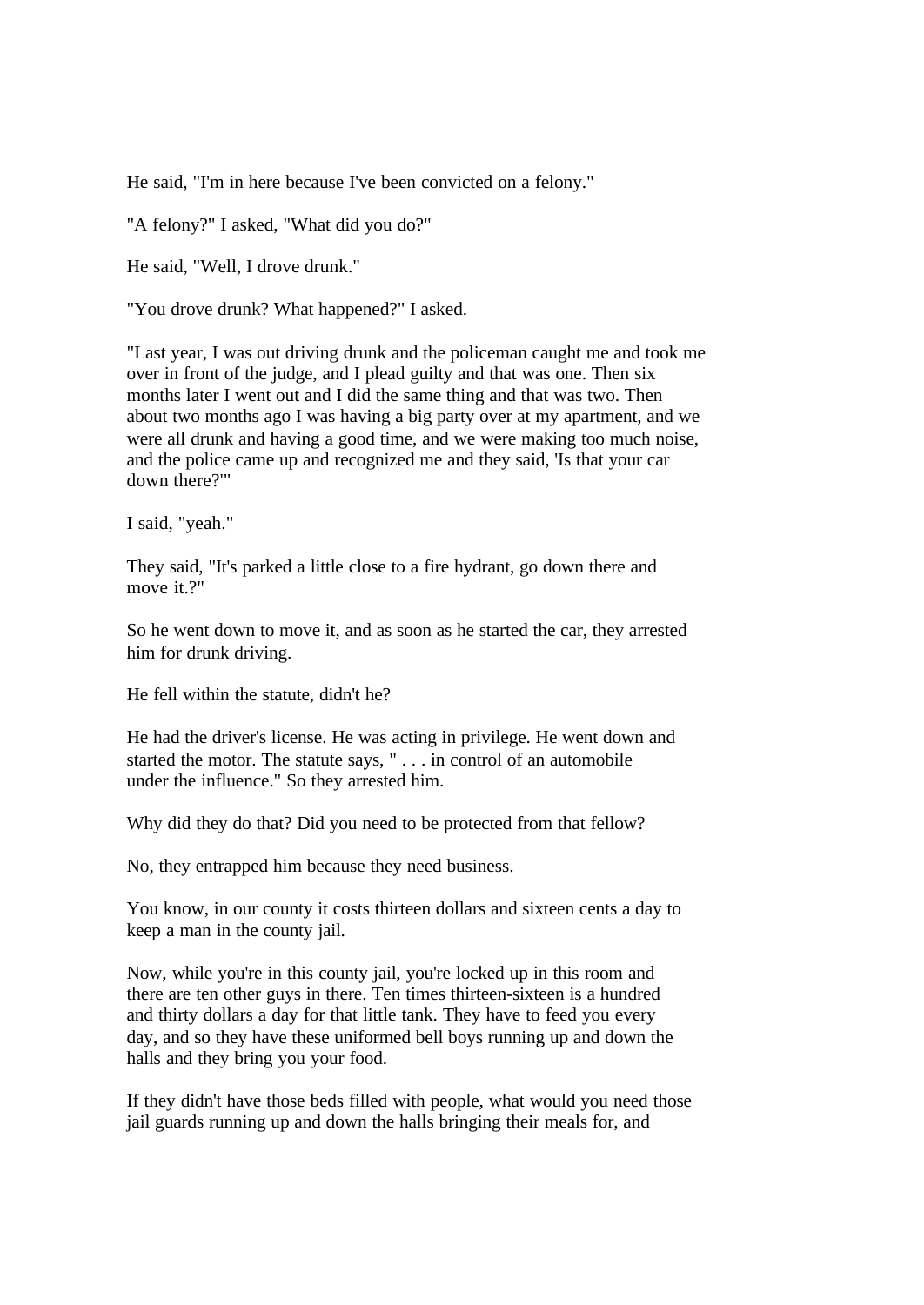He said, "I'm in here because I've been convicted on a felony."

"A felony?" I asked, "What did you do?"

He said, "Well, I drove drunk."

"You drove drunk? What happened?" I asked.

"Last year, I was out driving drunk and the policeman caught me and took me over in front of the judge, and I plead guilty and that was one. Then six months later I went out and I did the same thing and that was two. Then about two months ago I was having a big party over at my apartment, and we were all drunk and having a good time, and we were making too much noise, and the police came up and recognized me and they said, 'Is that your car down there?'"

I said, "yeah."

They said, "It's parked a little close to a fire hydrant, go down there and move it.?"

So he went down to move it, and as soon as he started the car, they arrested him for drunk driving.

He fell within the statute, didn't he?

He had the driver's license. He was acting in privilege. He went down and started the motor. The statute says, " . . . in control of an automobile under the influence." So they arrested him.

Why did they do that? Did you need to be protected from that fellow?

No, they entrapped him because they need business.

You know, in our county it costs thirteen dollars and sixteen cents a day to keep a man in the county jail.

Now, while you're in this county jail, you're locked up in this room and there are ten other guys in there. Ten times thirteen-sixteen is a hundred and thirty dollars a day for that little tank. They have to feed you every day, and so they have these uniformed bell boys running up and down the halls and they bring you your food.

If they didn't have those beds filled with people, what would you need those jail guards running up and down the halls bringing their meals for, and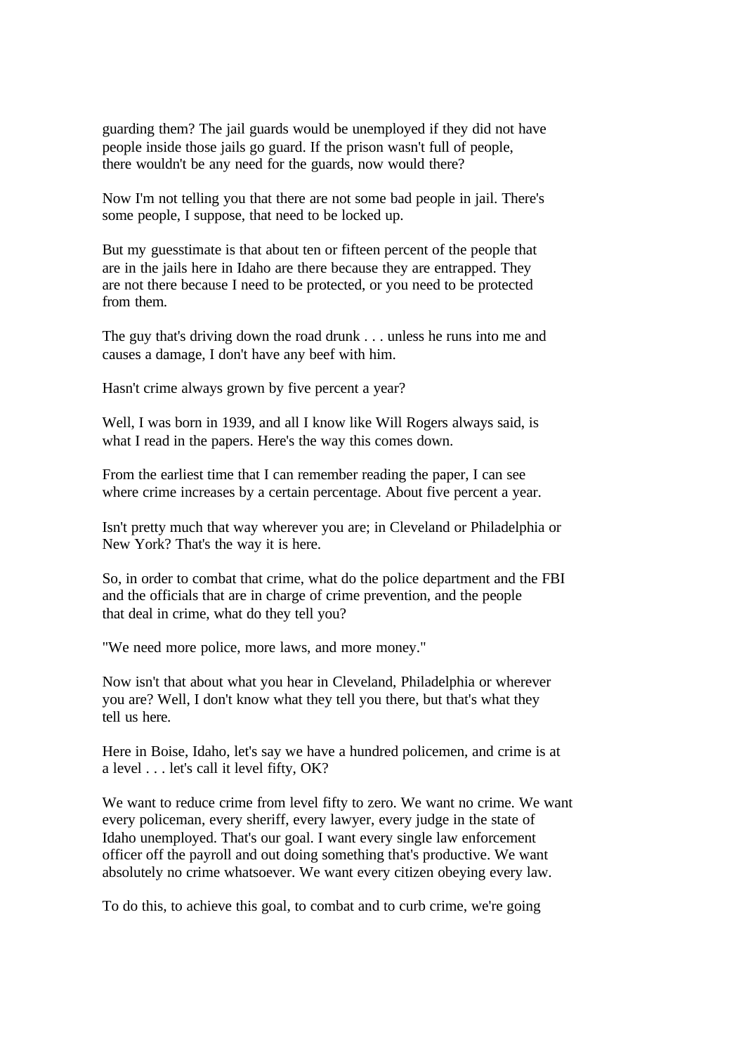guarding them? The jail guards would be unemployed if they did not have people inside those jails go guard. If the prison wasn't full of people, there wouldn't be any need for the guards, now would there?

Now I'm not telling you that there are not some bad people in jail. There's some people, I suppose, that need to be locked up.

But my guesstimate is that about ten or fifteen percent of the people that are in the jails here in Idaho are there because they are entrapped. They are not there because I need to be protected, or you need to be protected from them.

The guy that's driving down the road drunk . . . unless he runs into me and causes a damage, I don't have any beef with him.

Hasn't crime always grown by five percent a year?

Well, I was born in 1939, and all I know like Will Rogers always said, is what I read in the papers. Here's the way this comes down.

From the earliest time that I can remember reading the paper, I can see where crime increases by a certain percentage. About five percent a year.

Isn't pretty much that way wherever you are; in Cleveland or Philadelphia or New York? That's the way it is here.

So, in order to combat that crime, what do the police department and the FBI and the officials that are in charge of crime prevention, and the people that deal in crime, what do they tell you?

"We need more police, more laws, and more money."

Now isn't that about what you hear in Cleveland, Philadelphia or wherever you are? Well, I don't know what they tell you there, but that's what they tell us here.

Here in Boise, Idaho, let's say we have a hundred policemen, and crime is at a level . . . let's call it level fifty, OK?

We want to reduce crime from level fifty to zero. We want no crime. We want every policeman, every sheriff, every lawyer, every judge in the state of Idaho unemployed. That's our goal. I want every single law enforcement officer off the payroll and out doing something that's productive. We want absolutely no crime whatsoever. We want every citizen obeying every law.

To do this, to achieve this goal, to combat and to curb crime, we're going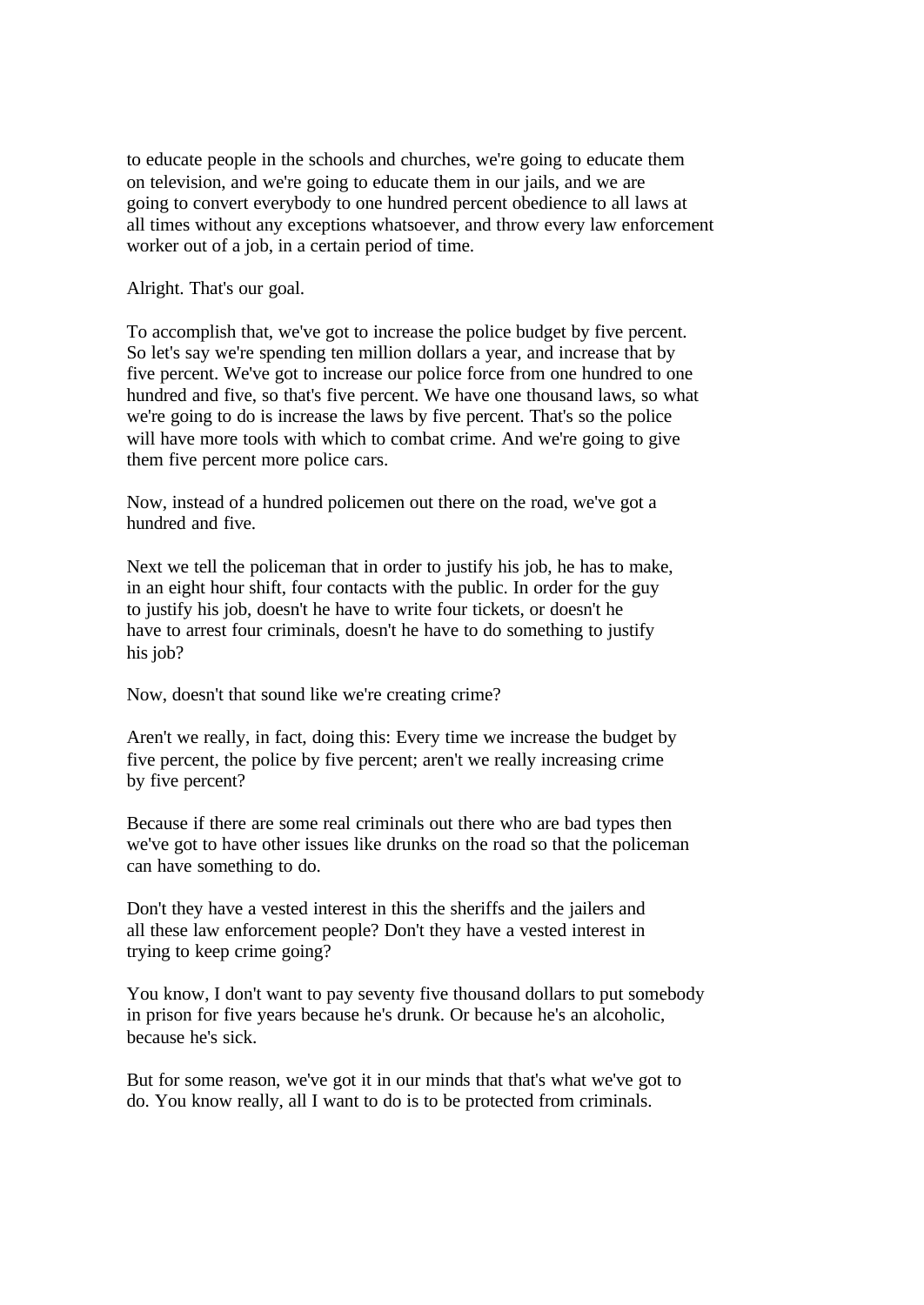to educate people in the schools and churches, we're going to educate them on television, and we're going to educate them in our jails, and we are going to convert everybody to one hundred percent obedience to all laws at all times without any exceptions whatsoever, and throw every law enforcement worker out of a job, in a certain period of time.

Alright. That's our goal.

To accomplish that, we've got to increase the police budget by five percent. So let's say we're spending ten million dollars a year, and increase that by five percent. We've got to increase our police force from one hundred to one hundred and five, so that's five percent. We have one thousand laws, so what we're going to do is increase the laws by five percent. That's so the police will have more tools with which to combat crime. And we're going to give them five percent more police cars.

Now, instead of a hundred policemen out there on the road, we've got a hundred and five.

Next we tell the policeman that in order to justify his job, he has to make, in an eight hour shift, four contacts with the public. In order for the guy to justify his job, doesn't he have to write four tickets, or doesn't he have to arrest four criminals, doesn't he have to do something to justify his job?

Now, doesn't that sound like we're creating crime?

Aren't we really, in fact, doing this: Every time we increase the budget by five percent, the police by five percent; aren't we really increasing crime by five percent?

Because if there are some real criminals out there who are bad types then we've got to have other issues like drunks on the road so that the policeman can have something to do.

Don't they have a vested interest in this the sheriffs and the jailers and all these law enforcement people? Don't they have a vested interest in trying to keep crime going?

You know, I don't want to pay seventy five thousand dollars to put somebody in prison for five years because he's drunk. Or because he's an alcoholic, because he's sick.

But for some reason, we've got it in our minds that that's what we've got to do. You know really, all I want to do is to be protected from criminals.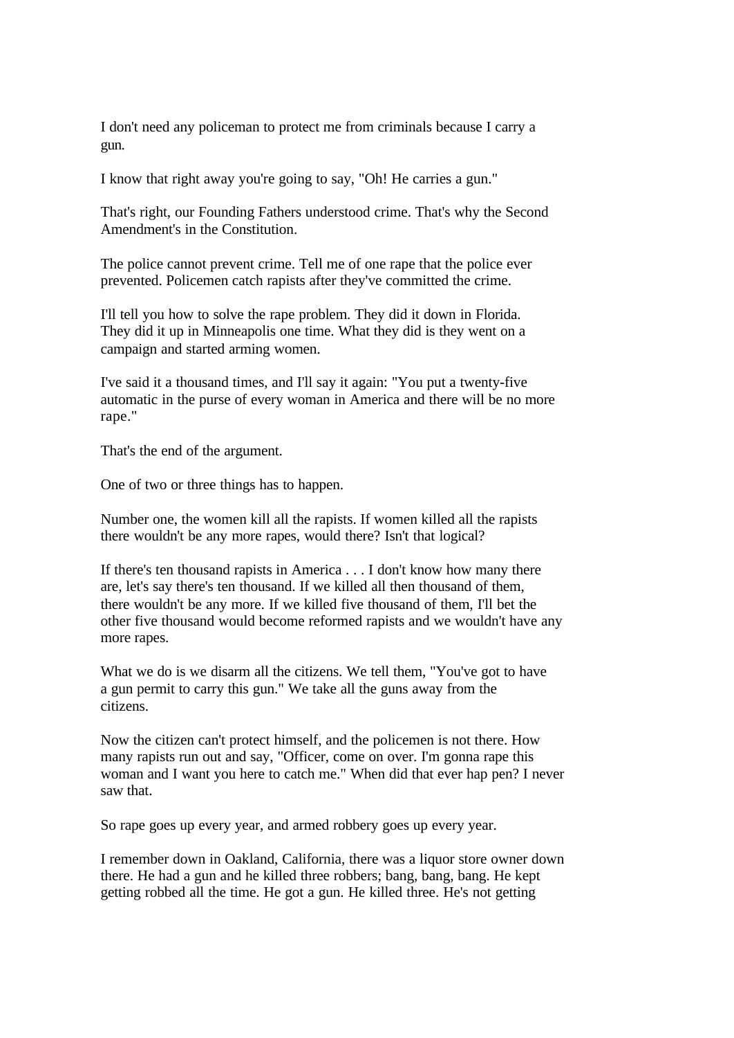I don't need any policeman to protect me from criminals because I carry a gun.

I know that right away you're going to say, "Oh! He carries a gun."

That's right, our Founding Fathers understood crime. That's why the Second Amendment's in the Constitution.

The police cannot prevent crime. Tell me of one rape that the police ever prevented. Policemen catch rapists after they've committed the crime.

I'll tell you how to solve the rape problem. They did it down in Florida. They did it up in Minneapolis one time. What they did is they went on a campaign and started arming women.

I've said it a thousand times, and I'll say it again: "You put a twenty-five automatic in the purse of every woman in America and there will be no more rape."

That's the end of the argument.

One of two or three things has to happen.

Number one, the women kill all the rapists. If women killed all the rapists there wouldn't be any more rapes, would there? Isn't that logical?

If there's ten thousand rapists in America . . . I don't know how many there are, let's say there's ten thousand. If we killed all then thousand of them, there wouldn't be any more. If we killed five thousand of them, I'll bet the other five thousand would become reformed rapists and we wouldn't have any more rapes.

What we do is we disarm all the citizens. We tell them, "You've got to have a gun permit to carry this gun." We take all the guns away from the citizens.

Now the citizen can't protect himself, and the policemen is not there. How many rapists run out and say, "Officer, come on over. I'm gonna rape this woman and I want you here to catch me." When did that ever hap pen? I never saw that.

So rape goes up every year, and armed robbery goes up every year.

I remember down in Oakland, California, there was a liquor store owner down there. He had a gun and he killed three robbers; bang, bang, bang. He kept getting robbed all the time. He got a gun. He killed three. He's not getting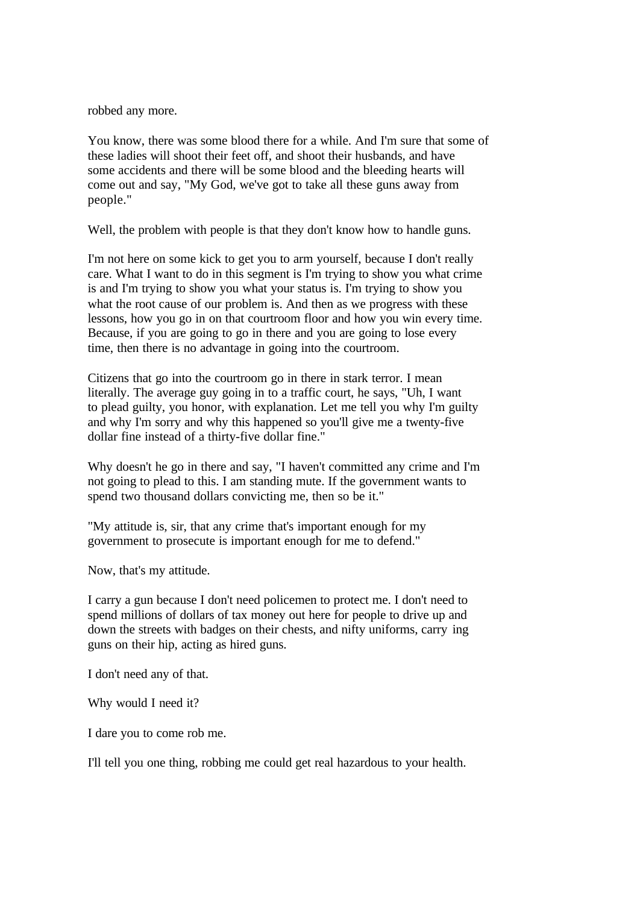robbed any more.

You know, there was some blood there for a while. And I'm sure that some of these ladies will shoot their feet off, and shoot their husbands, and have some accidents and there will be some blood and the bleeding hearts will come out and say, "My God, we've got to take all these guns away from people."

Well, the problem with people is that they don't know how to handle guns.

I'm not here on some kick to get you to arm yourself, because I don't really care. What I want to do in this segment is I'm trying to show you what crime is and I'm trying to show you what your status is. I'm trying to show you what the root cause of our problem is. And then as we progress with these lessons, how you go in on that courtroom floor and how you win every time. Because, if you are going to go in there and you are going to lose every time, then there is no advantage in going into the courtroom.

Citizens that go into the courtroom go in there in stark terror. I mean literally. The average guy going in to a traffic court, he says, "Uh, I want to plead guilty, you honor, with explanation. Let me tell you why I'm guilty and why I'm sorry and why this happened so you'll give me a twenty-five dollar fine instead of a thirty-five dollar fine."

Why doesn't he go in there and say, "I haven't committed any crime and I'm not going to plead to this. I am standing mute. If the government wants to spend two thousand dollars convicting me, then so be it."

"My attitude is, sir, that any crime that's important enough for my government to prosecute is important enough for me to defend."

Now, that's my attitude.

I carry a gun because I don't need policemen to protect me. I don't need to spend millions of dollars of tax money out here for people to drive up and down the streets with badges on their chests, and nifty uniforms, carry ing guns on their hip, acting as hired guns.

I don't need any of that.

Why would I need it?

I dare you to come rob me.

I'll tell you one thing, robbing me could get real hazardous to your health.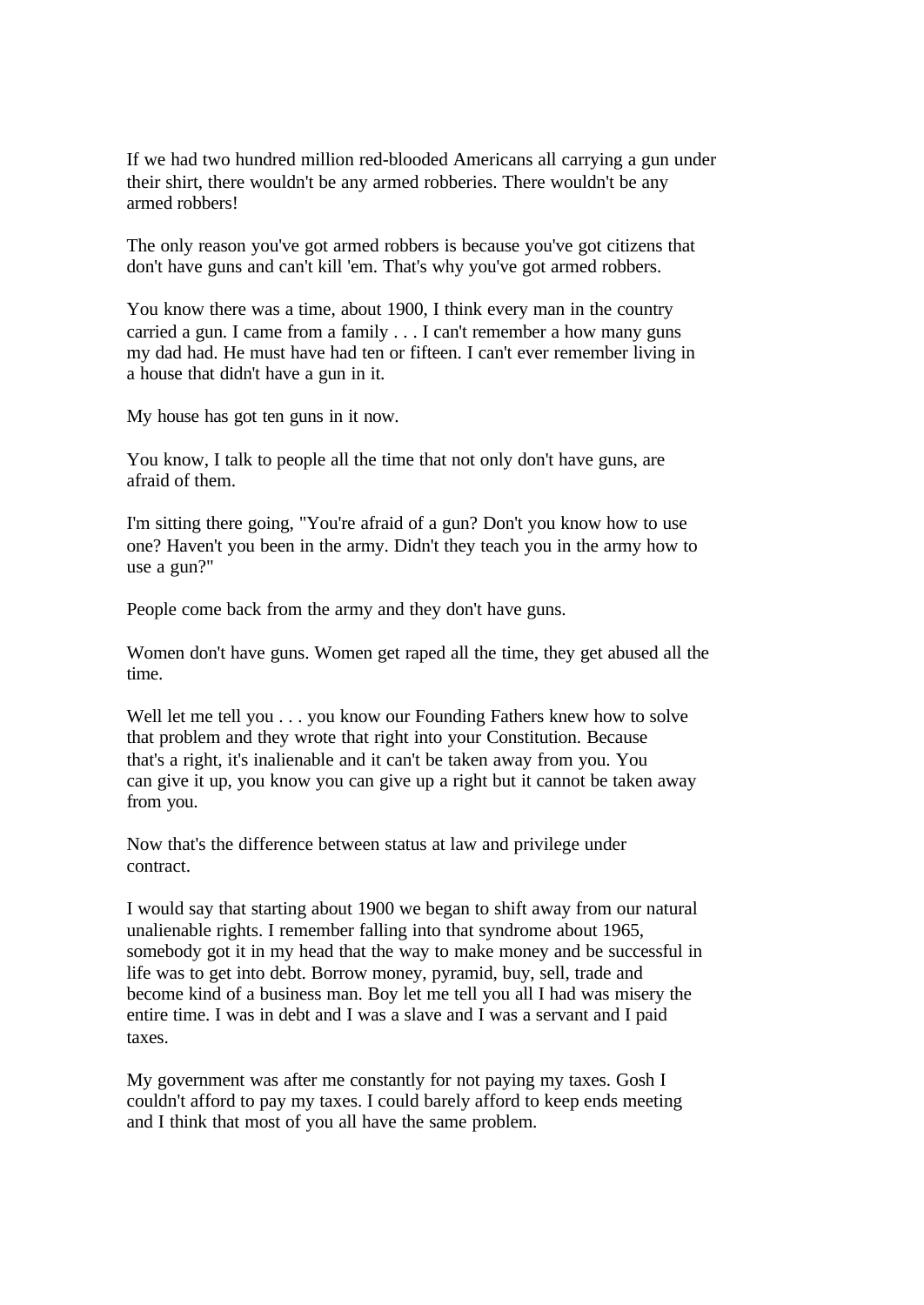If we had two hundred million red-blooded Americans all carrying a gun under their shirt, there wouldn't be any armed robberies. There wouldn't be any armed robbers!

The only reason you've got armed robbers is because you've got citizens that don't have guns and can't kill 'em. That's why you've got armed robbers.

You know there was a time, about 1900, I think every man in the country carried a gun. I came from a family . . . I can't remember a how many guns my dad had. He must have had ten or fifteen. I can't ever remember living in a house that didn't have a gun in it.

My house has got ten guns in it now.

You know, I talk to people all the time that not only don't have guns, are afraid of them.

I'm sitting there going, "You're afraid of a gun? Don't you know how to use one? Haven't you been in the army. Didn't they teach you in the army how to use a gun?"

People come back from the army and they don't have guns.

Women don't have guns. Women get raped all the time, they get abused all the time.

Well let me tell you . . . you know our Founding Fathers knew how to solve that problem and they wrote that right into your Constitution. Because that's a right, it's inalienable and it can't be taken away from you. You can give it up, you know you can give up a right but it cannot be taken away from you.

Now that's the difference between status at law and privilege under contract.

I would say that starting about 1900 we began to shift away from our natural unalienable rights. I remember falling into that syndrome about 1965, somebody got it in my head that the way to make money and be successful in life was to get into debt. Borrow money, pyramid, buy, sell, trade and become kind of a business man. Boy let me tell you all I had was misery the entire time. I was in debt and I was a slave and I was a servant and I paid taxes.

My government was after me constantly for not paying my taxes. Gosh I couldn't afford to pay my taxes. I could barely afford to keep ends meeting and I think that most of you all have the same problem.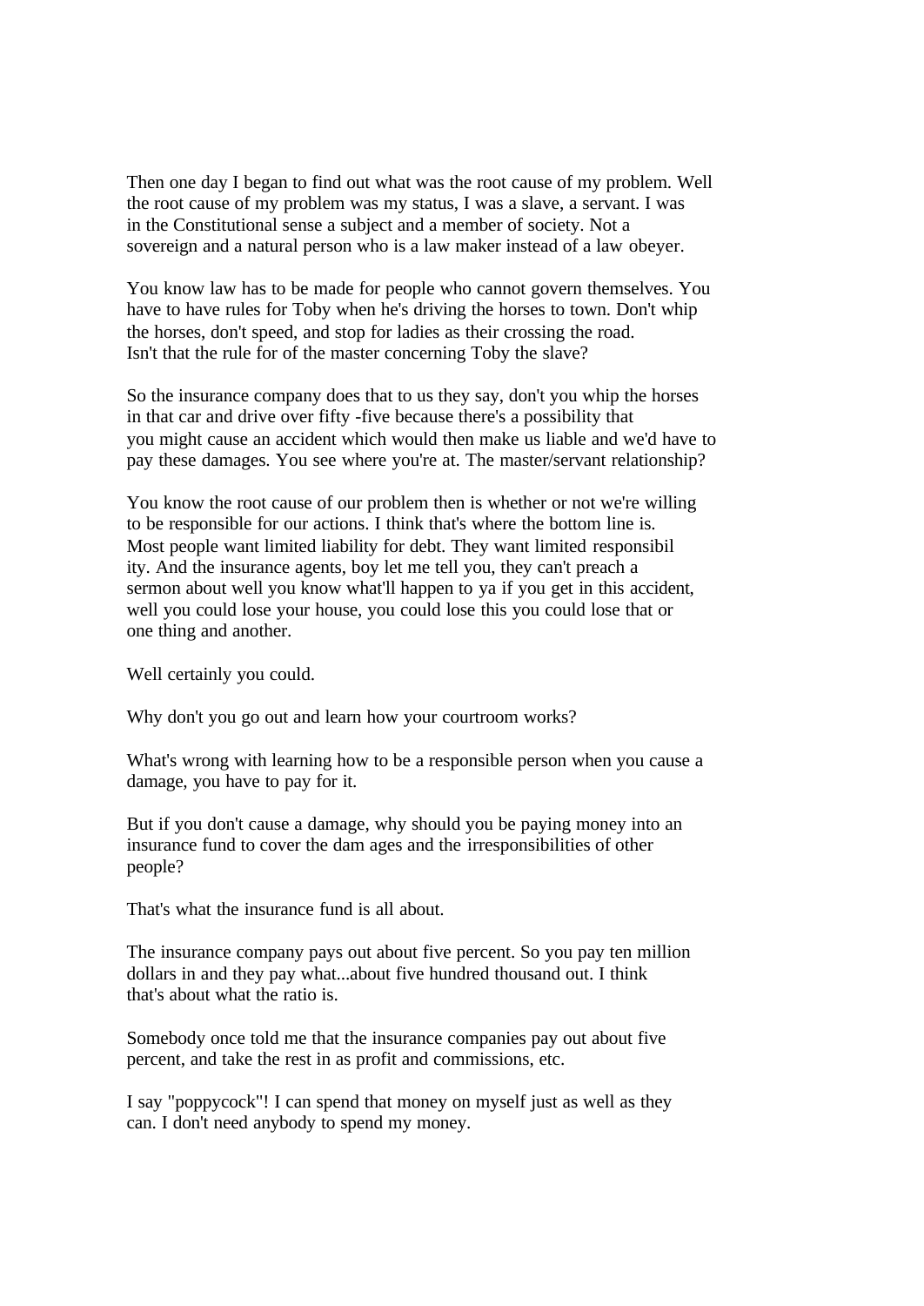Then one day I began to find out what was the root cause of my problem. Well the root cause of my problem was my status, I was a slave, a servant. I was in the Constitutional sense a subject and a member of society. Not a sovereign and a natural person who is a law maker instead of a law obeyer.

You know law has to be made for people who cannot govern themselves. You have to have rules for Toby when he's driving the horses to town. Don't whip the horses, don't speed, and stop for ladies as their crossing the road. Isn't that the rule for of the master concerning Toby the slave?

So the insurance company does that to us they say, don't you whip the horses in that car and drive over fifty -five because there's a possibility that you might cause an accident which would then make us liable and we'd have to pay these damages. You see where you're at. The master/servant relationship?

You know the root cause of our problem then is whether or not we're willing to be responsible for our actions. I think that's where the bottom line is. Most people want limited liability for debt. They want limited responsibil ity. And the insurance agents, boy let me tell you, they can't preach a sermon about well you know what'll happen to ya if you get in this accident, well you could lose your house, you could lose this you could lose that or one thing and another.

Well certainly you could.

Why don't you go out and learn how your courtroom works?

What's wrong with learning how to be a responsible person when you cause a damage, you have to pay for it.

But if you don't cause a damage, why should you be paying money into an insurance fund to cover the dam ages and the irresponsibilities of other people?

That's what the insurance fund is all about.

The insurance company pays out about five percent. So you pay ten million dollars in and they pay what...about five hundred thousand out. I think that's about what the ratio is.

Somebody once told me that the insurance companies pay out about five percent, and take the rest in as profit and commissions, etc.

I say "poppycock"! I can spend that money on myself just as well as they can. I don't need anybody to spend my money.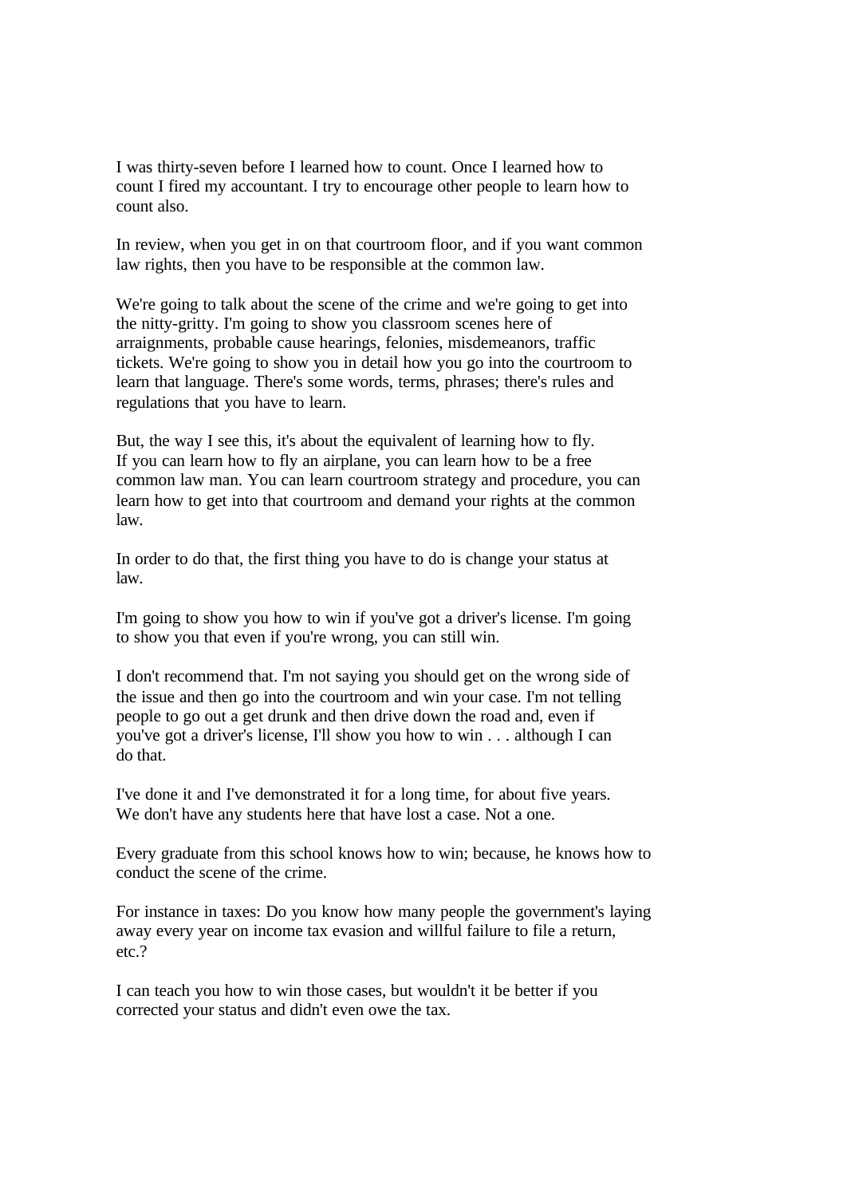I was thirty-seven before I learned how to count. Once I learned how to count I fired my accountant. I try to encourage other people to learn how to count also.

In review, when you get in on that courtroom floor, and if you want common law rights, then you have to be responsible at the common law.

We're going to talk about the scene of the crime and we're going to get into the nitty-gritty. I'm going to show you classroom scenes here of arraignments, probable cause hearings, felonies, misdemeanors, traffic tickets. We're going to show you in detail how you go into the courtroom to learn that language. There's some words, terms, phrases; there's rules and regulations that you have to learn.

But, the way I see this, it's about the equivalent of learning how to fly. If you can learn how to fly an airplane, you can learn how to be a free common law man. You can learn courtroom strategy and procedure, you can learn how to get into that courtroom and demand your rights at the common law.

In order to do that, the first thing you have to do is change your status at law.

I'm going to show you how to win if you've got a driver's license. I'm going to show you that even if you're wrong, you can still win.

I don't recommend that. I'm not saying you should get on the wrong side of the issue and then go into the courtroom and win your case. I'm not telling people to go out a get drunk and then drive down the road and, even if you've got a driver's license, I'll show you how to win . . . although I can do that.

I've done it and I've demonstrated it for a long time, for about five years. We don't have any students here that have lost a case. Not a one.

Every graduate from this school knows how to win; because, he knows how to conduct the scene of the crime.

For instance in taxes: Do you know how many people the government's laying away every year on income tax evasion and willful failure to file a return, etc.?

I can teach you how to win those cases, but wouldn't it be better if you corrected your status and didn't even owe the tax.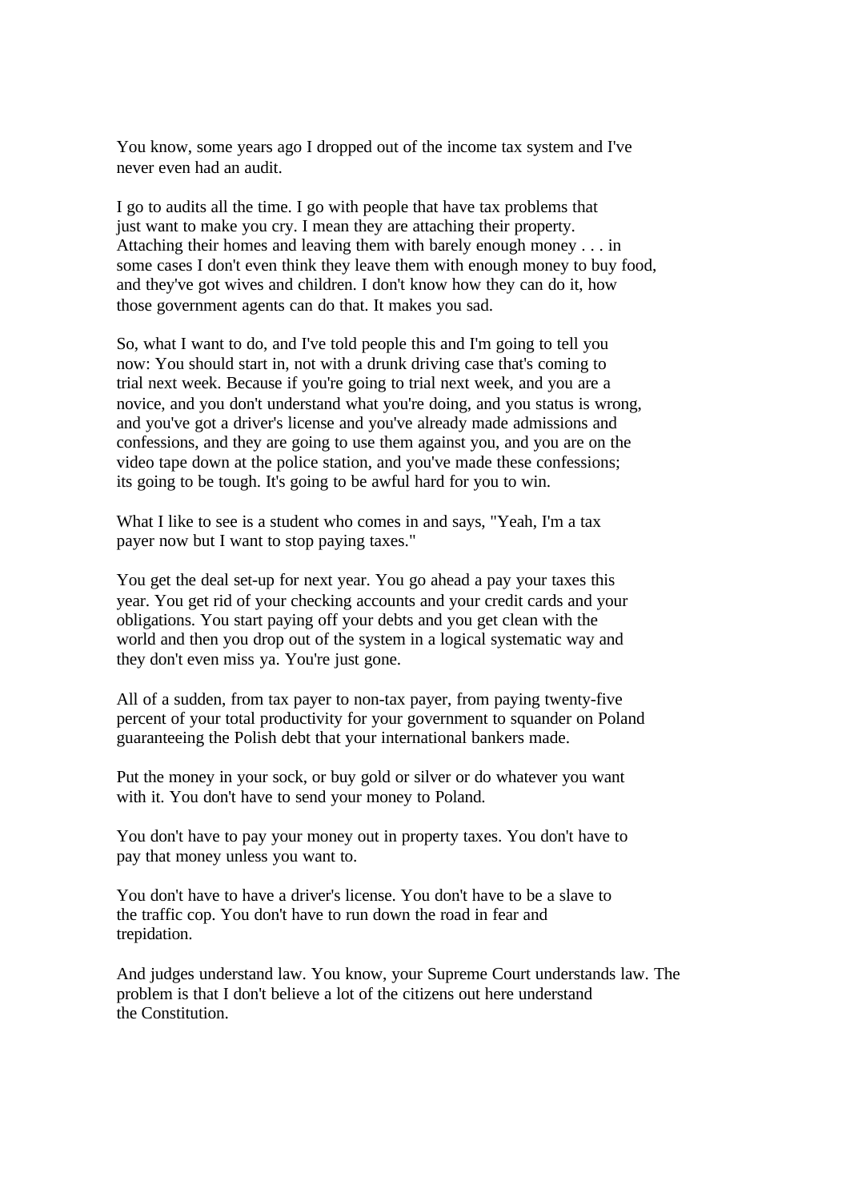You know, some years ago I dropped out of the income tax system and I've never even had an audit.

I go to audits all the time. I go with people that have tax problems that just want to make you cry. I mean they are attaching their property. Attaching their homes and leaving them with barely enough money . . . in some cases I don't even think they leave them with enough money to buy food, and they've got wives and children. I don't know how they can do it, how those government agents can do that. It makes you sad.

So, what I want to do, and I've told people this and I'm going to tell you now: You should start in, not with a drunk driving case that's coming to trial next week. Because if you're going to trial next week, and you are a novice, and you don't understand what you're doing, and you status is wrong, and you've got a driver's license and you've already made admissions and confessions, and they are going to use them against you, and you are on the video tape down at the police station, and you've made these confessions; its going to be tough. It's going to be awful hard for you to win.

What I like to see is a student who comes in and says, "Yeah, I'm a tax payer now but I want to stop paying taxes."

You get the deal set-up for next year. You go ahead a pay your taxes this year. You get rid of your checking accounts and your credit cards and your obligations. You start paying off your debts and you get clean with the world and then you drop out of the system in a logical systematic way and they don't even miss ya. You're just gone.

All of a sudden, from tax payer to non-tax payer, from paying twenty-five percent of your total productivity for your government to squander on Poland guaranteeing the Polish debt that your international bankers made.

Put the money in your sock, or buy gold or silver or do whatever you want with it. You don't have to send your money to Poland.

You don't have to pay your money out in property taxes. You don't have to pay that money unless you want to.

You don't have to have a driver's license. You don't have to be a slave to the traffic cop. You don't have to run down the road in fear and trepidation.

And judges understand law. You know, your Supreme Court understands law. The problem is that I don't believe a lot of the citizens out here understand the Constitution.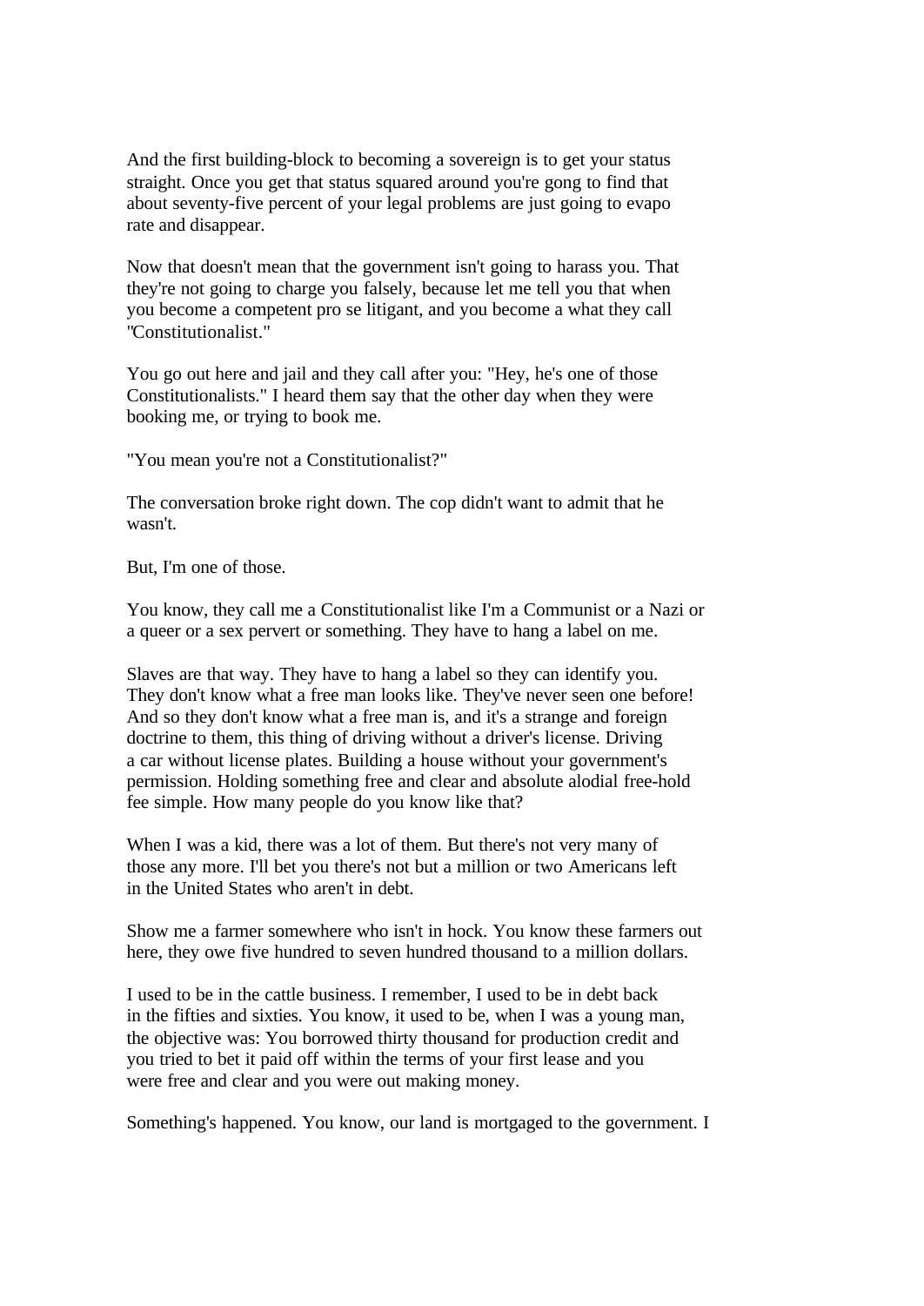And the first building-block to becoming a sovereign is to get your status straight. Once you get that status squared around you're gong to find that about seventy-five percent of your legal problems are just going to evapo rate and disappear.

Now that doesn't mean that the government isn't going to harass you. That they're not going to charge you falsely, because let me tell you that when you become a competent pro se litigant, and you become a what they call "Constitutionalist."

You go out here and jail and they call after you: "Hey, he's one of those Constitutionalists." I heard them say that the other day when they were booking me, or trying to book me.

"You mean you're not a Constitutionalist?"

The conversation broke right down. The cop didn't want to admit that he wasn't.

But, I'm one of those.

You know, they call me a Constitutionalist like I'm a Communist or a Nazi or a queer or a sex pervert or something. They have to hang a label on me.

Slaves are that way. They have to hang a label so they can identify you. They don't know what a free man looks like. They've never seen one before! And so they don't know what a free man is, and it's a strange and foreign doctrine to them, this thing of driving without a driver's license. Driving a car without license plates. Building a house without your government's permission. Holding something free and clear and absolute alodial free-hold fee simple. How many people do you know like that?

When I was a kid, there was a lot of them. But there's not very many of those any more. I'll bet you there's not but a million or two Americans left in the United States who aren't in debt.

Show me a farmer somewhere who isn't in hock. You know these farmers out here, they owe five hundred to seven hundred thousand to a million dollars.

I used to be in the cattle business. I remember, I used to be in debt back in the fifties and sixties. You know, it used to be, when I was a young man, the objective was: You borrowed thirty thousand for production credit and you tried to bet it paid off within the terms of your first lease and you were free and clear and you were out making money.

Something's happened. You know, our land is mortgaged to the government. I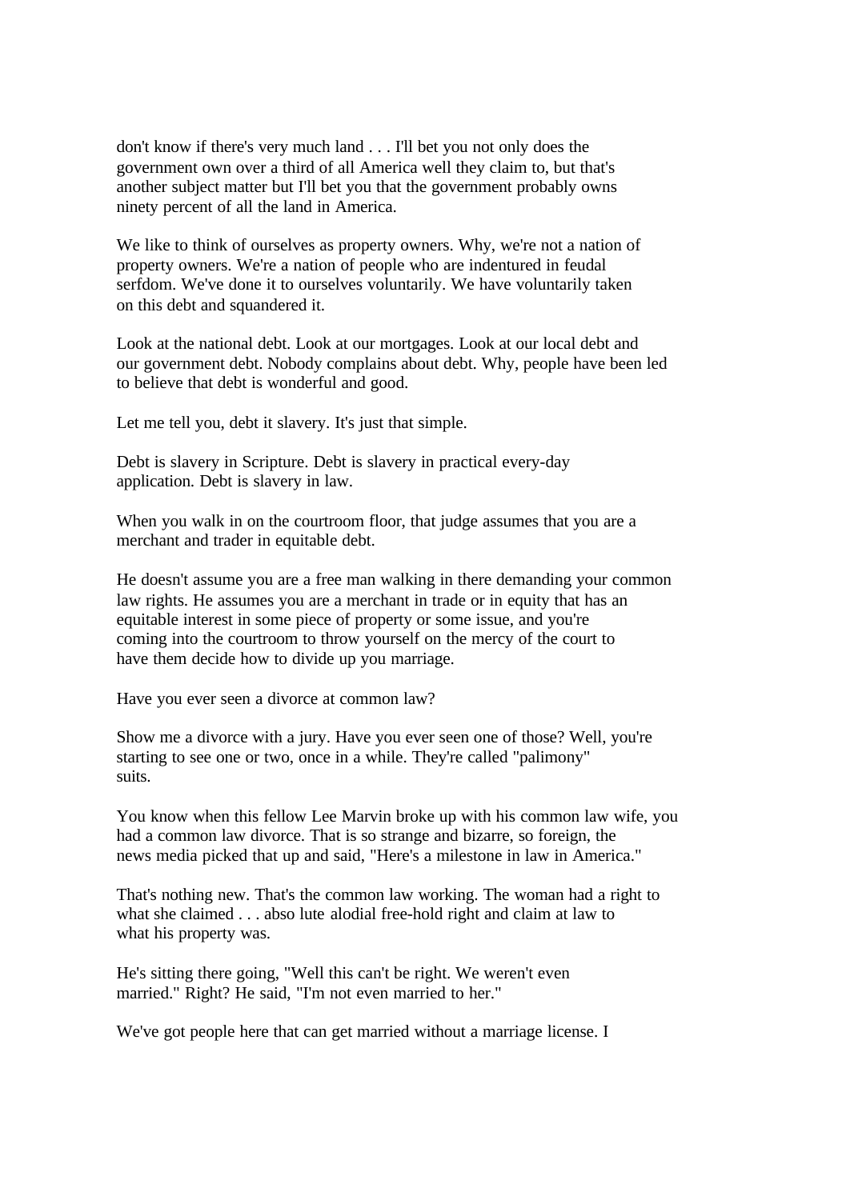don't know if there's very much land . . . I'll bet you not only does the government own over a third of all America well they claim to, but that's another subject matter but I'll bet you that the government probably owns ninety percent of all the land in America.

We like to think of ourselves as property owners. Why, we're not a nation of property owners. We're a nation of people who are indentured in feudal serfdom. We've done it to ourselves voluntarily. We have voluntarily taken on this debt and squandered it.

Look at the national debt. Look at our mortgages. Look at our local debt and our government debt. Nobody complains about debt. Why, people have been led to believe that debt is wonderful and good.

Let me tell you, debt it slavery. It's just that simple.

Debt is slavery in Scripture. Debt is slavery in practical every-day application. Debt is slavery in law.

When you walk in on the courtroom floor, that judge assumes that you are a merchant and trader in equitable debt.

He doesn't assume you are a free man walking in there demanding your common law rights. He assumes you are a merchant in trade or in equity that has an equitable interest in some piece of property or some issue, and you're coming into the courtroom to throw yourself on the mercy of the court to have them decide how to divide up you marriage.

Have you ever seen a divorce at common law?

Show me a divorce with a jury. Have you ever seen one of those? Well, you're starting to see one or two, once in a while. They're called "palimony" suits.

You know when this fellow Lee Marvin broke up with his common law wife, you had a common law divorce. That is so strange and bizarre, so foreign, the news media picked that up and said, "Here's a milestone in law in America."

That's nothing new. That's the common law working. The woman had a right to what she claimed . . . abso lute alodial free-hold right and claim at law to what his property was.

He's sitting there going, "Well this can't be right. We weren't even married." Right? He said, "I'm not even married to her."

We've got people here that can get married without a marriage license. I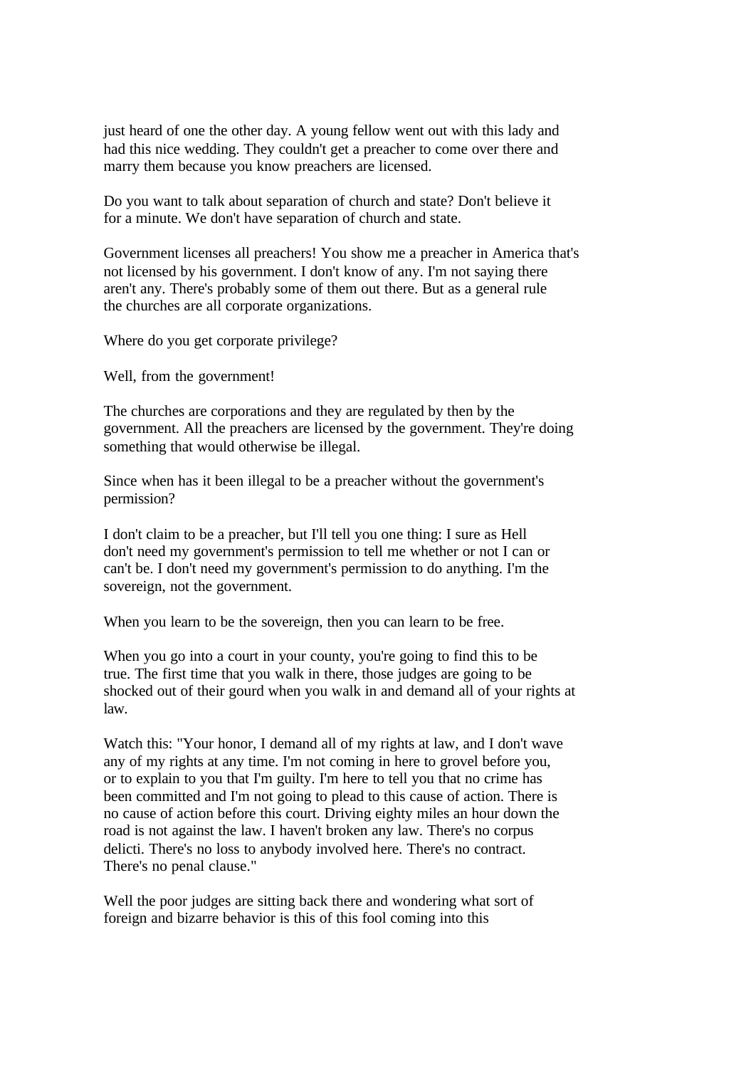just heard of one the other day. A young fellow went out with this lady and had this nice wedding. They couldn't get a preacher to come over there and marry them because you know preachers are licensed.

Do you want to talk about separation of church and state? Don't believe it for a minute. We don't have separation of church and state.

Government licenses all preachers! You show me a preacher in America that's not licensed by his government. I don't know of any. I'm not saying there aren't any. There's probably some of them out there. But as a general rule the churches are all corporate organizations.

Where do you get corporate privilege?

Well, from the government!

The churches are corporations and they are regulated by then by the government. All the preachers are licensed by the government. They're doing something that would otherwise be illegal.

Since when has it been illegal to be a preacher without the government's permission?

I don't claim to be a preacher, but I'll tell you one thing: I sure as Hell don't need my government's permission to tell me whether or not I can or can't be. I don't need my government's permission to do anything. I'm the sovereign, not the government.

When you learn to be the sovereign, then you can learn to be free.

When you go into a court in your county, you're going to find this to be true. The first time that you walk in there, those judges are going to be shocked out of their gourd when you walk in and demand all of your rights at law.

Watch this: "Your honor, I demand all of my rights at law, and I don't wave any of my rights at any time. I'm not coming in here to grovel before you, or to explain to you that I'm guilty. I'm here to tell you that no crime has been committed and I'm not going to plead to this cause of action. There is no cause of action before this court. Driving eighty miles an hour down the road is not against the law. I haven't broken any law. There's no corpus delicti. There's no loss to anybody involved here. There's no contract. There's no penal clause."

Well the poor judges are sitting back there and wondering what sort of foreign and bizarre behavior is this of this fool coming into this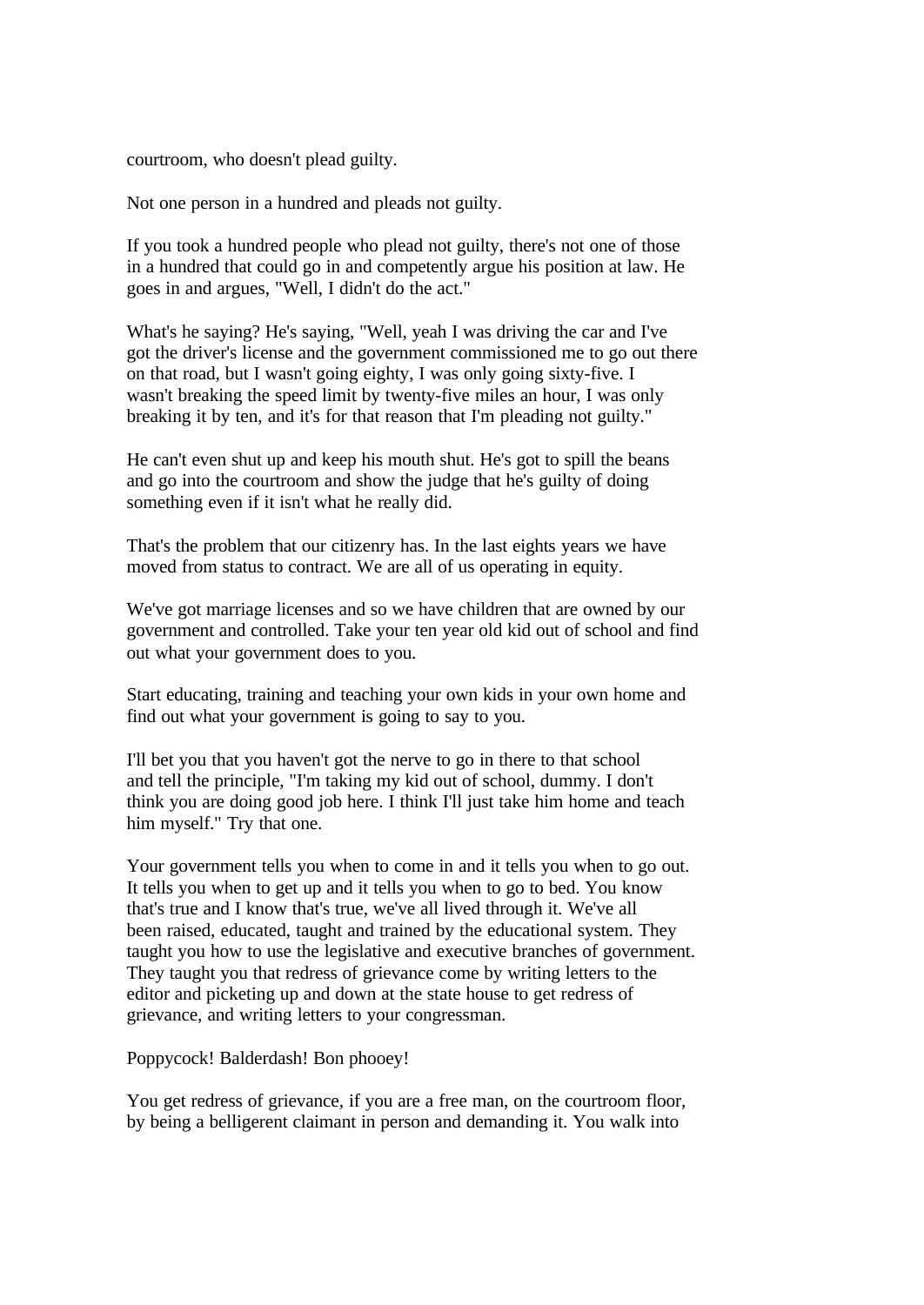courtroom, who doesn't plead guilty.

Not one person in a hundred and pleads not guilty.

If you took a hundred people who plead not guilty, there's not one of those in a hundred that could go in and competently argue his position at law. He goes in and argues, "Well, I didn't do the act."

What's he saying? He's saying, "Well, yeah I was driving the car and I've got the driver's license and the government commissioned me to go out there on that road, but I wasn't going eighty, I was only going sixty-five. I wasn't breaking the speed limit by twenty-five miles an hour, I was only breaking it by ten, and it's for that reason that I'm pleading not guilty."

He can't even shut up and keep his mouth shut. He's got to spill the beans and go into the courtroom and show the judge that he's guilty of doing something even if it isn't what he really did.

That's the problem that our citizenry has. In the last eights years we have moved from status to contract. We are all of us operating in equity.

We've got marriage licenses and so we have children that are owned by our government and controlled. Take your ten year old kid out of school and find out what your government does to you.

Start educating, training and teaching your own kids in your own home and find out what your government is going to say to you.

I'll bet you that you haven't got the nerve to go in there to that school and tell the principle, "I'm taking my kid out of school, dummy. I don't think you are doing good job here. I think I'll just take him home and teach him myself." Try that one.

Your government tells you when to come in and it tells you when to go out. It tells you when to get up and it tells you when to go to bed. You know that's true and I know that's true, we've all lived through it. We've all been raised, educated, taught and trained by the educational system. They taught you how to use the legislative and executive branches of government. They taught you that redress of grievance come by writing letters to the editor and picketing up and down at the state house to get redress of grievance, and writing letters to your congressman.

Poppycock! Balderdash! Bon phooey!

You get redress of grievance, if you are a free man, on the courtroom floor, by being a belligerent claimant in person and demanding it. You walk into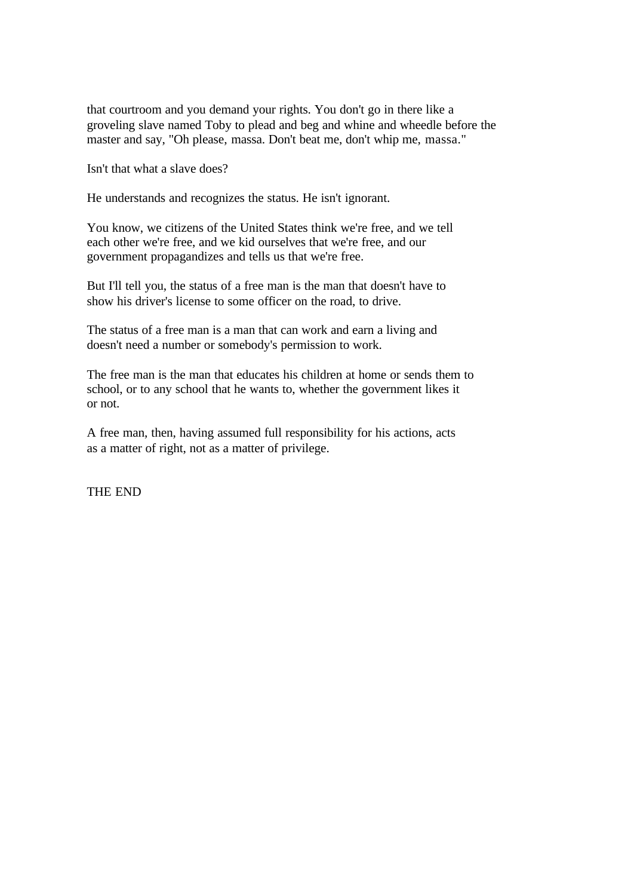that courtroom and you demand your rights. You don't go in there like a groveling slave named Toby to plead and beg and whine and wheedle before the master and say, "Oh please, massa. Don't beat me, don't whip me, massa."

Isn't that what a slave does?

He understands and recognizes the status. He isn't ignorant.

You know, we citizens of the United States think we're free, and we tell each other we're free, and we kid ourselves that we're free, and our government propagandizes and tells us that we're free.

But I'll tell you, the status of a free man is the man that doesn't have to show his driver's license to some officer on the road, to drive.

The status of a free man is a man that can work and earn a living and doesn't need a number or somebody's permission to work.

The free man is the man that educates his children at home or sends them to school, or to any school that he wants to, whether the government likes it or not.

A free man, then, having assumed full responsibility for his actions, acts as a matter of right, not as a matter of privilege.

THE END